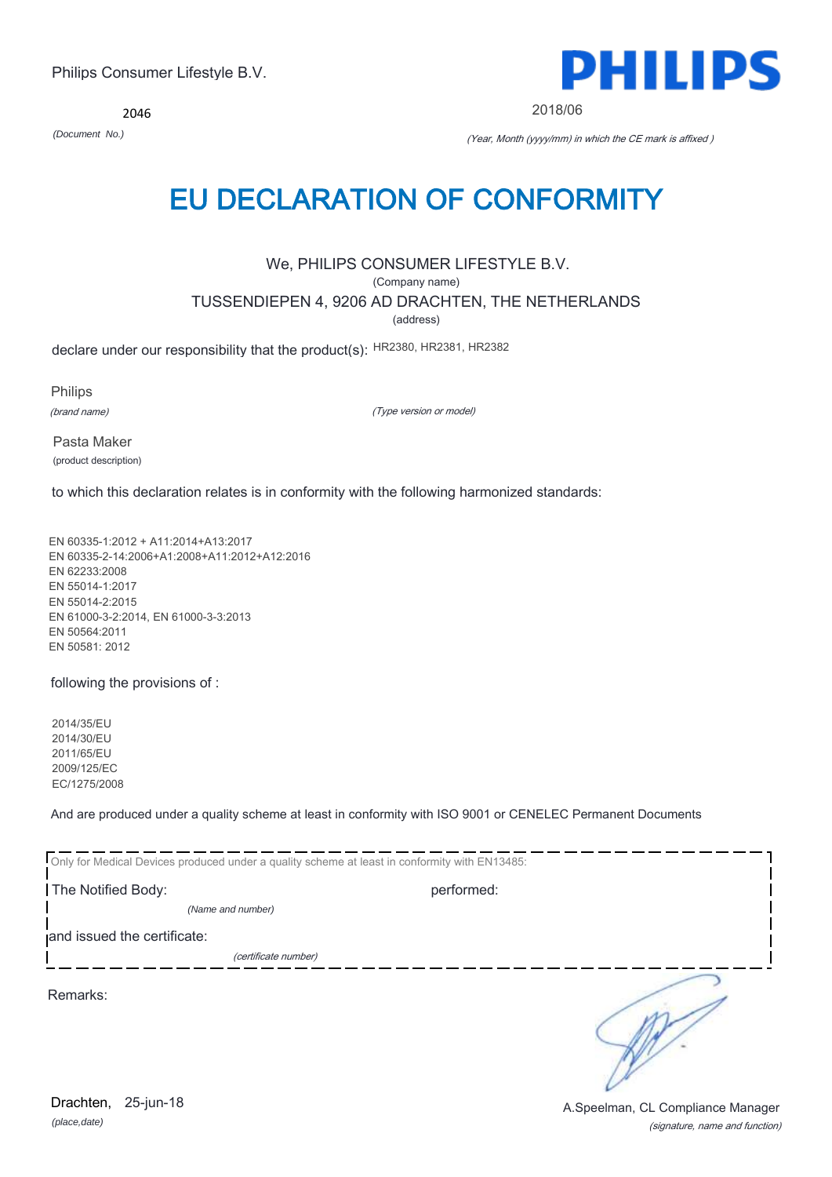Philips Consumer Lifestyle B.V.

**PHILIPS**

2046

*(Document No.)*

2018/06

*(Year, Month (yyyy/mm) in which the CE mark is affixed )*

# EU DECLARATION OF CONFORMITY

We, PHILIPS CONSUMER LIFESTYLE B.V.

(Company name)

TUSSENDIEPEN 4, 9206 AD DRACHTEN, THE NETHERLANDS

(address)

declare under our responsibility that the product(s): HR2380, HR2381, HR2382

Philips

*(brand name)*

*(Type version or model)*

Pasta Maker

(product description)

to which this declaration relates is in conformity with the following harmonized standards:

EN 60335-1:2012 + A11:2014+A13:2017
EN 60335-2-14:2006+A1:2008+A11:2012+A12:2016
EN 62233:2008
EN 55014-1:2017
EN 55014-2:2015
EN 61000-3-2:2014, EN 61000-3-3:2013
EN 50564:2011
EN 50581: 2012

following the provisions of :

2014/35/EU
2014/30/EU
2011/65/EU
2009/125/EC
EC/1275/2008

And are produced under a quality scheme at least in conformity with ISO 9001 or CENELEC Permanent Documents

Only for Medical Devices produced under a quality scheme at least in conformity with EN13485:

The Notified Body: performed:

*(Name and number)*

and issued the certificate:

*(certificate number)*

Remarks:

Drachten, 25-jun-18

*(place,date)*

A.Speelman, CL Compliance Manager

*(signature, name and function)*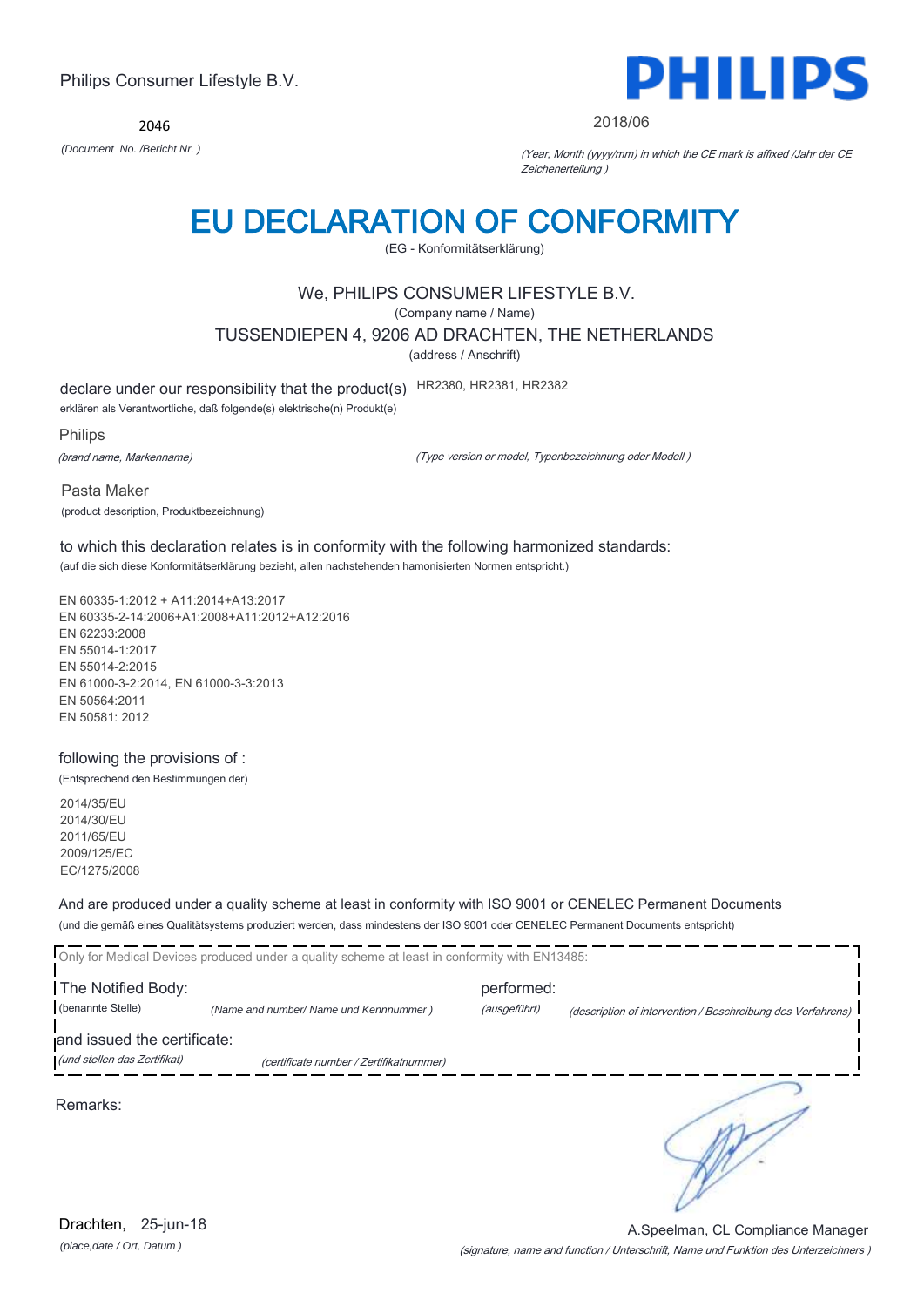Philips Consumer Lifestyle B.V.

PHILIPS

2046

*(Document No. /Bericht Nr. )*

2018/06

*(Year, Month (yyyy/mm) in which the CE mark is affixed /Jahr der CE Zeichenerteilung )*

# EU DECLARATION OF CONFORMITY

(EG - Konformitätserklärung)

We, PHILIPS CONSUMER LIFESTYLE B.V.

(Company name / Name)

TUSSENDIEPEN 4, 9206 AD DRACHTEN, THE NETHERLANDS

(address / Anschrift)

declare under our responsibility that the product(s) HR2380, HR2381, HR2382

erklären als Verantwortliche, daß folgende(s) elektrische(n) Produkt(e)

Philips

*(brand name, Markenname)*

*(Type version or model, Typenbezeichnung oder Modell )*

Pasta Maker

(product description, Produktbezeichnung)

to which this declaration relates is in conformity with the following harmonized standards:

(auf die sich diese Konformitätserklärung bezieht, allen nachstehenden hamonisierten Normen entspricht.)

EN 60335-1:2012 + A11:2014+A13:2017
EN 60335-2-14:2006+A1:2008+A11:2012+A12:2016
EN 62233:2008
EN 55014-1:2017
EN 55014-2:2015
EN 61000-3-2:2014, EN 61000-3-3:2013
EN 50564:2011
EN 50581: 2012

following the provisions of :

(Entsprechend den Bestimmungen der)

2014/35/EU
2014/30/EU
2011/65/EU
2009/125/EC
EC/1275/2008

And are produced under a quality scheme at least in conformity with ISO 9001 or CENELEC Permanent Documents

(und die gemäß eines Qualitätsystems produziert werden, dass mindestens der ISO 9001 oder CENELEC Permanent Documents entspricht)

Only for Medical Devices produced under a quality scheme at least in conformity with EN13485:

The Notified Body: performed:

(benannte Stelle) *(Name and number/ Name und Kennnummer )* *(ausgeführt)* *(description of intervention / Beschreibung des Verfahrens)*

and issued the certificate:

*(und stellen das Zertifikat)* *(certificate number / Zertifikatnummer)*

Remarks:

Drachten, 25-jun-18

*(place,date / Ort, Datum )*

A.Speelman, CL Compliance Manager

*(signature, name and function / Unterschrift, Name und Funktion des Unterzeichners )*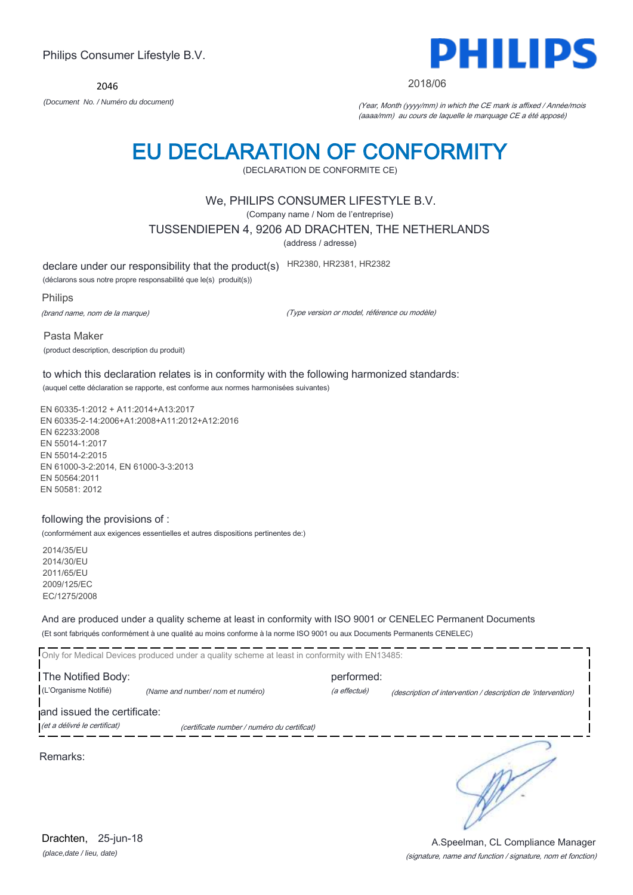Philips Consumer Lifestyle B.V.

**PHILIPS**

2046

*(Document No. / Numéro du document)*

2018/06

*(Year, Month (yyyy/mm) in which the CE mark is affixed / Année/mois (aaaa/mm) au cours de laquelle le marquage CE a été apposé)*

# EU DECLARATION OF CONFORMITY

(DECLARATION DE CONFORMITE CE)

We, PHILIPS CONSUMER LIFESTYLE B.V.

(Company name / Nom de l'entreprise)

TUSSENDIEPEN 4, 9206 AD DRACHTEN, THE NETHERLANDS

(address / adresse)

declare under our responsibility that the product(s) HR2380, HR2381, HR2382

(déclarons sous notre propre responsabilité que le(s) produit(s))

Philips

*(brand name, nom de la marque)*

*(Type version or model, référence ou modèle)*

Pasta Maker

(product description, description du produit)

to which this declaration relates is in conformity with the following harmonized standards:

(auquel cette déclaration se rapporte, est conforme aux normes harmonisées suivantes)

EN 60335-1:2012 + A11:2014+A13:2017
EN 60335-2-14:2006+A1:2008+A11:2012+A12:2016
EN 62233:2008
EN 55014-1:2017
EN 55014-2:2015
EN 61000-3-2:2014, EN 61000-3-3:2013
EN 50564:2011
EN 50581: 2012

following the provisions of :

(conformément aux exigences essentielles et autres dispositions pertinentes de:)

2014/35/EU
2014/30/EU
2011/65/EU
2009/125/EC
EC/1275/2008

And are produced under a quality scheme at least in conformity with ISO 9001 or CENELEC Permanent Documents

(Et sont fabriqués conformément à une qualité au moins conforme à la norme ISO 9001 ou aux Documents Permanents CENELEC)

Only for Medical Devices produced under a quality scheme at least in conformity with EN13485:

The Notified Body: performed:

(L'Organisme Notifié) *(Name and number/ nom et numéro)* *(a effectué)* *(description of intervention / description de 'intervention)*

and issued the certificate:

*(et a délivré le certificat)* *(certificate number / numéro du certificat)*

Remarks:

Drachten, 25-jun-18

*(place,date / lieu, date)*

A.Speelman, CL Compliance Manager

*(signature, name and function / signature, nom et fonction)*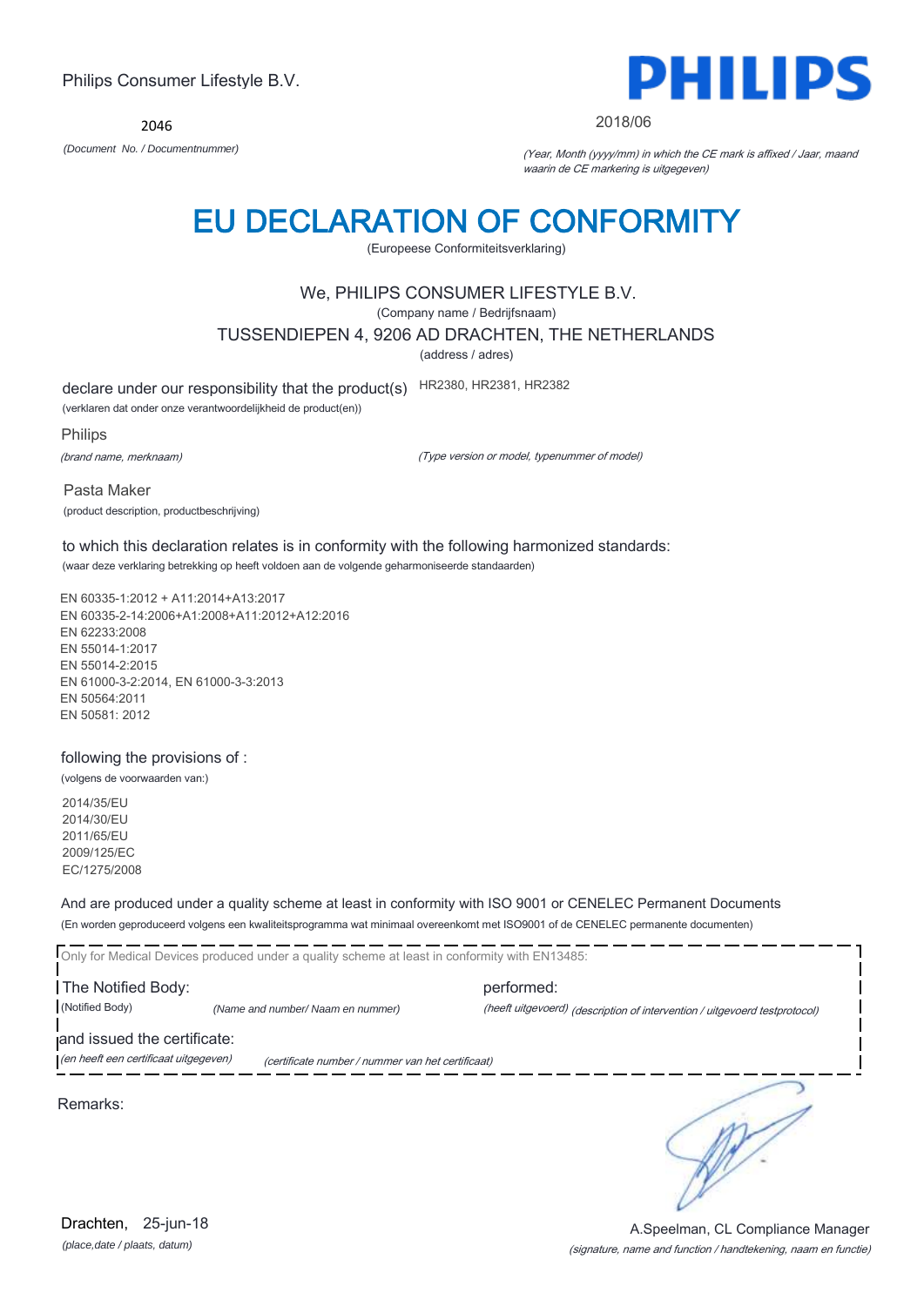Philips Consumer Lifestyle B.V.

2046

*(Document No. / Documentnummer)*

PHILIPS

2018/06

*(Year, Month (yyyy/mm) in which the CE mark is affixed / Jaar, maand waarin de CE markering is uitgegeven)*

# EU DECLARATION OF CONFORMITY

(Europeese Conformiteitsverklaring)

We, PHILIPS CONSUMER LIFESTYLE B.V.

(Company name / Bedrijfsnaam)

TUSSENDIEPEN 4, 9206 AD DRACHTEN, THE NETHERLANDS

(address / adres)

declare under our responsibility that the product(s) HR2380, HR2381, HR2382

(verklaren dat onder onze verantwoordelijkheid de product(en))

Philips

*(brand name, merknaam)*

*(Type version or model, typenummer of model)*

Pasta Maker

(product description, productbeschrijving)

to which this declaration relates is in conformity with the following harmonized standards:

(waar deze verklaring betrekking op heeft voldoen aan de volgende geharmoniseerde standaarden)

EN 60335-1:2012 + A11:2014+A13:2017
EN 60335-2-14:2006+A1:2008+A11:2012+A12:2016
EN 62233:2008
EN 55014-1:2017
EN 55014-2:2015
EN 61000-3-2:2014, EN 61000-3-3:2013
EN 50564:2011
EN 50581: 2012

following the provisions of :

(volgens de voorwaarden van:)

2014/35/EU
2014/30/EU
2011/65/EU
2009/125/EC
EC/1275/2008

And are produced under a quality scheme at least in conformity with ISO 9001 or CENELEC Permanent Documents

(En worden geproduceerd volgens een kwaliteitsprogramma wat minimaal overeenkomt met ISO9001 of de CENELEC permanente documenten)

Only for Medical Devices produced under a quality scheme at least in conformity with EN13485:

The Notified Body: performed:

(Notified Body) *(Name and number/ Naam en nummer)* *(heeft uitgevoerd) (description of intervention / uitgevoerd testprotocol)*

and issued the certificate:

*(en heeft een certificaat uitgegeven)* *(certificate number / nummer van het certificaat)*

Remarks:

Drachten, 25-jun-18

*(place,date / plaats, datum)*

A.Speelman, CL Compliance Manager

*(signature, name and function / handtekening, naam en functie)*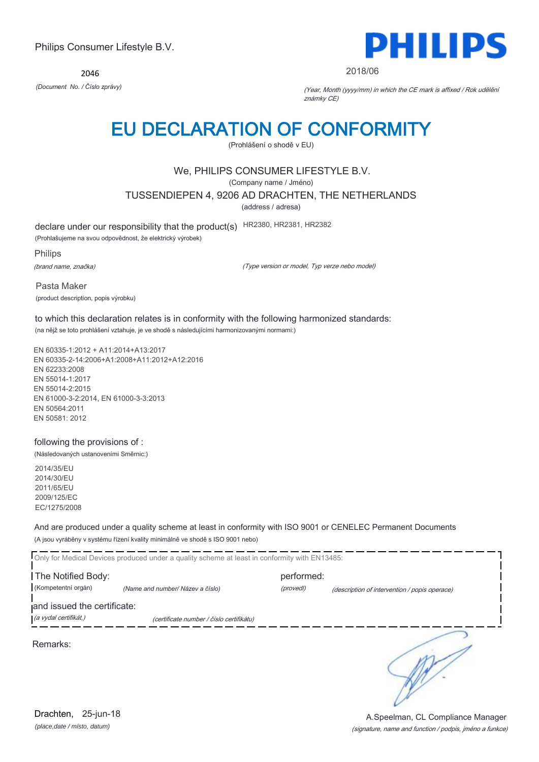Philips Consumer Lifestyle B.V.

**PHILIPS**

2046

*(Document No. / Číslo zprávy)*

2018/06

*(Year, Month (yyyy/mm) in which the CE mark is affixed / Rok udělění známky CE)*

# EU DECLARATION OF CONFORMITY

(Prohlášení o shodě v EU)

We, PHILIPS CONSUMER LIFESTYLE B.V.

(Company name / Jméno)

TUSSENDIEPEN 4, 9206 AD DRACHTEN, THE NETHERLANDS

(address / adresa)

declare under our responsibility that the product(s) HR2380, HR2381, HR2382

(Prohlašujeme na svou odpovědnost, že elektrický výrobek)

Philips

*(brand name, značka)*

*(Type version or model, Typ verze nebo model)*

Pasta Maker

(product description, popis výrobku)

to which this declaration relates is in conformity with the following harmonized standards:

(na nějž se toto prohlášení vztahuje, je ve shodě s následujícími harmonizovanými normami:)

EN 60335-1:2012 + A11:2014+A13:2017
EN 60335-2-14:2006+A1:2008+A11:2012+A12:2016
EN 62233:2008
EN 55014-1:2017
EN 55014-2:2015
EN 61000-3-2:2014, EN 61000-3-3:2013
EN 50564:2011
EN 50581: 2012

following the provisions of :

(Následovaných ustanoveními Směrnic:)

2014/35/EU
2014/30/EU
2011/65/EU
2009/125/EC
EC/1275/2008

And are produced under a quality scheme at least in conformity with ISO 9001 or CENELEC Permanent Documents

(A jsou vyráběny v systému řízení kvality minimálně ve shodě s ISO 9001 nebo)

Only for Medical Devices produced under a quality scheme at least in conformity with EN13485:

The Notified Body: performed:

(Kompetentní orgán) *(Name and number/ Název a číslo)* *(provedl)* *(description of intervention / popis operace)*

and issued the certificate:

*(a vydal certifikát,)* *(certificate number / číslo certifikátu)*

Remarks:

Drachten, 25-jun-18

*(place,date / místo, datum)*

A.Speelman, CL Compliance Manager

*(signature, name and function / podpis, jméno a funkce)*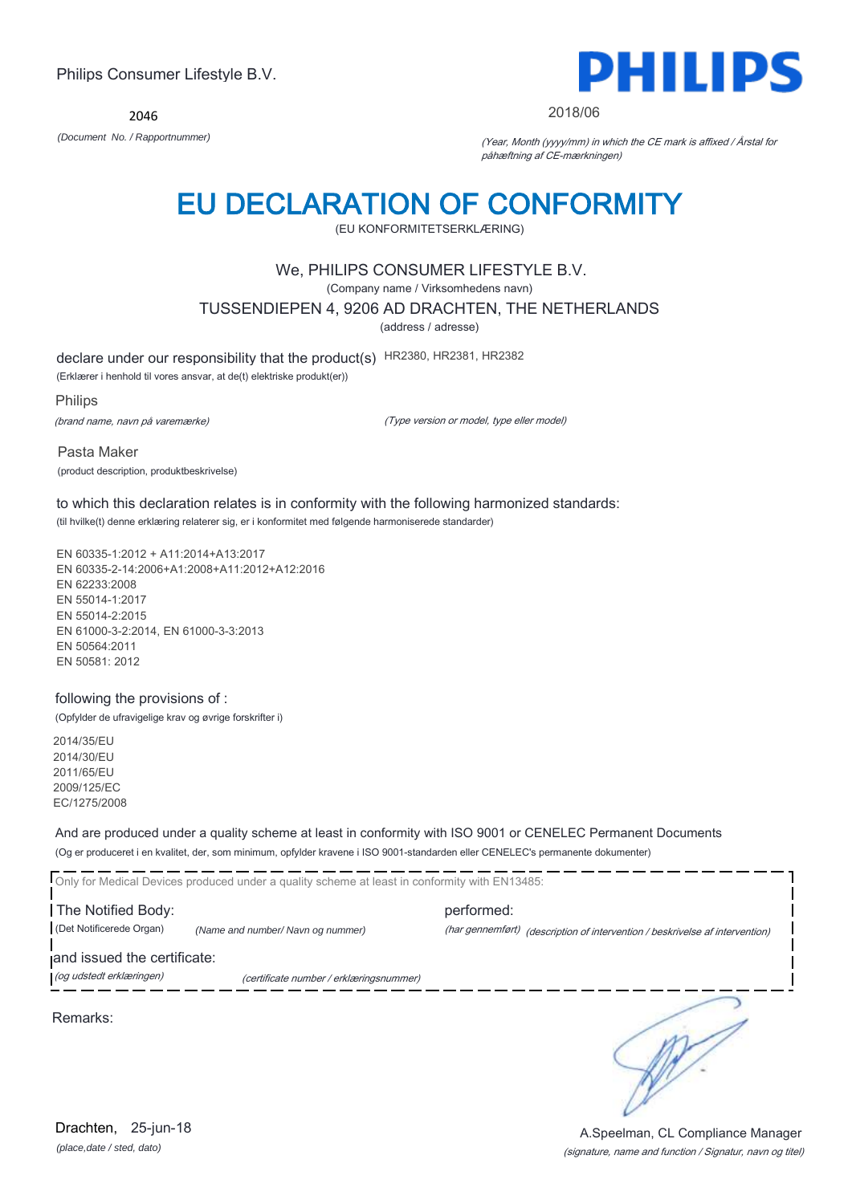Philips Consumer Lifestyle B.V.

2046

*(Document No. / Rapportnummer)*

2018/06

*(Year, Month (yyyy/mm) in which the CE mark is affixed / Årstal for påhæftning af CE-mærkningen)*

# EU DECLARATION OF CONFORMITY

(EU KONFORMITETSERKLÆRING)

We, PHILIPS CONSUMER LIFESTYLE B.V.

(Company name / Virksomhedens navn)

TUSSENDIEPEN 4, 9206 AD DRACHTEN, THE NETHERLANDS

(address / adresse)

declare under our responsibility that the product(s) HR2380, HR2381, HR2382

(Erklærer i henhold til vores ansvar, at de(t) elektriske produkt(er))

Philips

*(brand name, navn på varemærke)*

*(Type version or model, type eller model)*

Pasta Maker

(product description, produktbeskrivelse)

to which this declaration relates is in conformity with the following harmonized standards:

(til hvilke(t) denne erklæring relaterer sig, er i konformitet med følgende harmoniserede standarder)

EN 60335-1:2012 + A11:2014+A13:2017
EN 60335-2-14:2006+A1:2008+A11:2012+A12:2016
EN 62233:2008
EN 55014-1:2017
EN 55014-2:2015
EN 61000-3-2:2014, EN 61000-3-3:2013
EN 50564:2011
EN 50581: 2012

following the provisions of :

(Opfylder de ufravigelige krav og øvrige forskrifter i)

2014/35/EU
2014/30/EU
2011/65/EU
2009/125/EC
EC/1275/2008

And are produced under a quality scheme at least in conformity with ISO 9001 or CENELEC Permanent Documents

(Og er produceret i en kvalitet, der, som minimum, opfylder kravene i ISO 9001-standarden eller CENELEC's permanente dokumenter)

Only for Medical Devices produced under a quality scheme at least in conformity with EN13485:

The Notified Body: performed:

(Det Notificerede Organ) *(Name and number/ Navn og nummer)* *(har gennemført)* *(description of intervention / beskrivelse af intervention)*

and issued the certificate:

*(og udstedt erklæringen)* *(certificate number / erklæringsnummer)*

Remarks:

Drachten, 25-jun-18

*(place,date / sted, dato)*

A.Speelman, CL Compliance Manager

*(signature, name and function / Signatur, navn og titel)*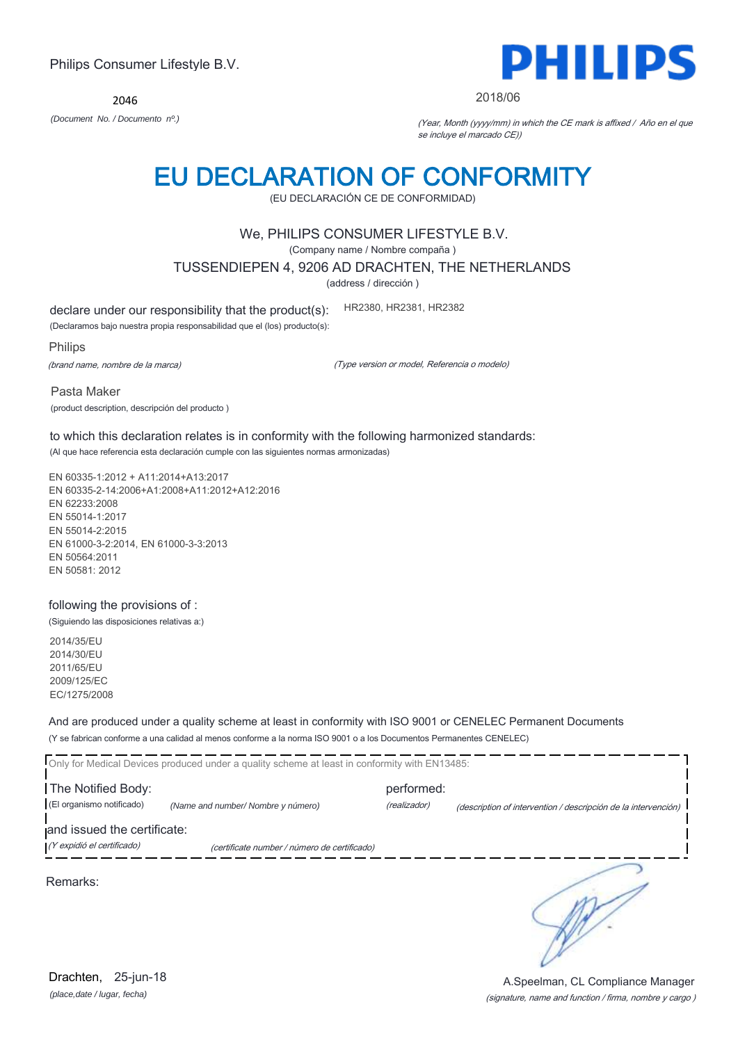Philips Consumer Lifestyle B.V.

2046

*(Document No. / Documento nº.)*

PHILIPS

2018/06

*(Year, Month (yyyy/mm) in which the CE mark is affixed / Año en el que se incluye el marcado CE))*

# EU DECLARATION OF CONFORMITY

(EU DECLARACIÓN CE DE CONFORMIDAD)

We, PHILIPS CONSUMER LIFESTYLE B.V.

(Company name / Nombre compaña )

TUSSENDIEPEN 4, 9206 AD DRACHTEN, THE NETHERLANDS

(address / dirección )

declare under our responsibility that the product(s): HR2380, HR2381, HR2382

(Declaramos bajo nuestra propia responsabilidad que el (los) producto(s):

Philips

*(brand name, nombre de la marca)* *(Type version or model, Referencia o modelo)*

Pasta Maker

(product description, descripción del producto )

to which this declaration relates is in conformity with the following harmonized standards:

(Al que hace referencia esta declaración cumple con las siguientes normas armonizadas)

EN 60335-1:2012 + A11:2014+A13:2017
EN 60335-2-14:2006+A1:2008+A11:2012+A12:2016
EN 62233:2008
EN 55014-1:2017
EN 55014-2:2015
EN 61000-3-2:2014, EN 61000-3-3:2013
EN 50564:2011
EN 50581: 2012

following the provisions of :

(Siguiendo las disposiciones relativas a:)

2014/35/EU
2014/30/EU
2011/65/EU
2009/125/EC
EC/1275/2008

And are produced under a quality scheme at least in conformity with ISO 9001 or CENELEC Permanent Documents

(Y se fabrican conforme a una calidad al menos conforme a la norma ISO 9001 o a los Documentos Permanentes CENELEC)

Only for Medical Devices produced under a quality scheme at least in conformity with EN13485:

The Notified Body: performed:

(El organismo notificado) *(Name and number/ Nombre y número)* *(realizador)* *(description of intervention / descripción de la intervención)*

and issued the certificate:

*(Y expidió el certificado)* *(certificate number / número de certificado)*

Remarks:

Drachten, 25-jun-18

*(place,date / lugar, fecha)*

A.Speelman, CL Compliance Manager

*(signature, name and function / firma, nombre y cargo )*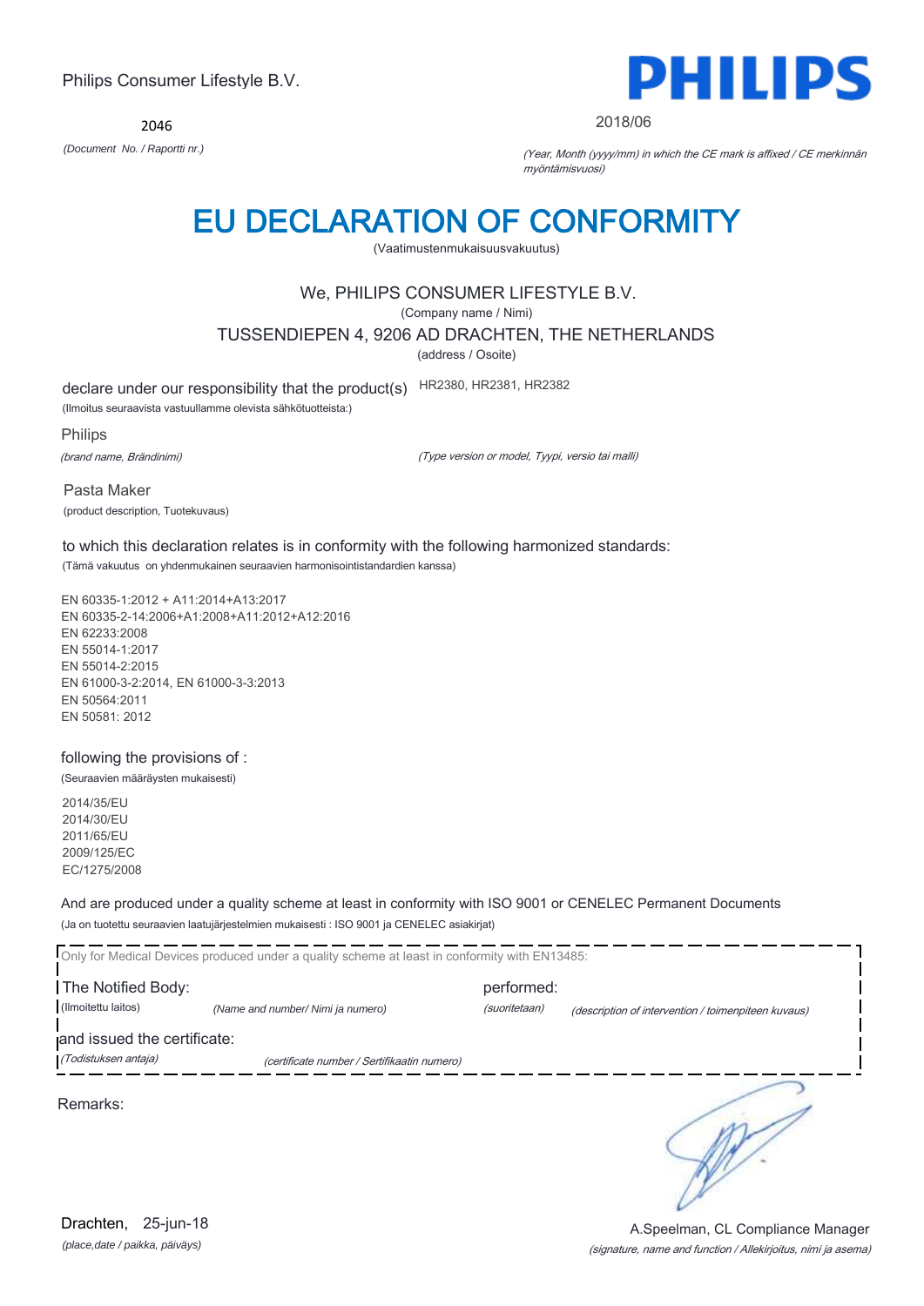Philips Consumer Lifestyle B.V.

**PHILIPS**

2046

*(Document No. / Raportti nr.)*

2018/06

*(Year, Month (yyyy/mm) in which the CE mark is affixed / CE merkinnän myöntämisvuosi)*

# EU DECLARATION OF CONFORMITY

(Vaatimustenmukaisuusvakuutus)

We, PHILIPS CONSUMER LIFESTYLE B.V.

(Company name / Nimi)

TUSSENDIEPEN 4, 9206 AD DRACHTEN, THE NETHERLANDS

(address / Osoite)

declare under our responsibility that the product(s) HR2380, HR2381, HR2382

(Ilmoitus seuraavista vastuullamme olevista sähkötuotteista:)

Philips

*(brand name, Brändinimi)*

*(Type version or model, Tyypi, versio tai malli)*

Pasta Maker

(product description, Tuotekuvaus)

to which this declaration relates is in conformity with the following harmonized standards:

(Tämä vakuutus on yhdenmukainen seuraavien harmonisointistandardien kanssa)

EN 60335-1:2012 + A11:2014+A13:2017
EN 60335-2-14:2006+A1:2008+A11:2012+A12:2016
EN 62233:2008
EN 55014-1:2017
EN 55014-2:2015
EN 61000-3-2:2014, EN 61000-3-3:2013
EN 50564:2011
EN 50581: 2012

following the provisions of :

(Seuraavien määräysten mukaisesti)

2014/35/EU
2014/30/EU
2011/65/EU
2009/125/EC
EC/1275/2008

And are produced under a quality scheme at least in conformity with ISO 9001 or CENELEC Permanent Documents

(Ja on tuotettu seuraavien laatujärjestelmien mukaisesti : ISO 9001 ja CENELEC asiakirjat)

Only for Medical Devices produced under a quality scheme at least in conformity with EN13485:

The Notified Body: performed:

(Ilmoitettu laitos) *(Name and number/ Nimi ja numero)* *(suoritetaan)* *(description of intervention / toimenpiteen kuvaus)*

and issued the certificate:

*(Todistuksen antaja)* *(certificate number / Sertifikaatin numero)*

Remarks:

Drachten, 25-jun-18

*(place,date / paikka, päiväys)*

A.Speelman, CL Compliance Manager

*(signature, name and function / Allekirjoitus, nimi ja asema)*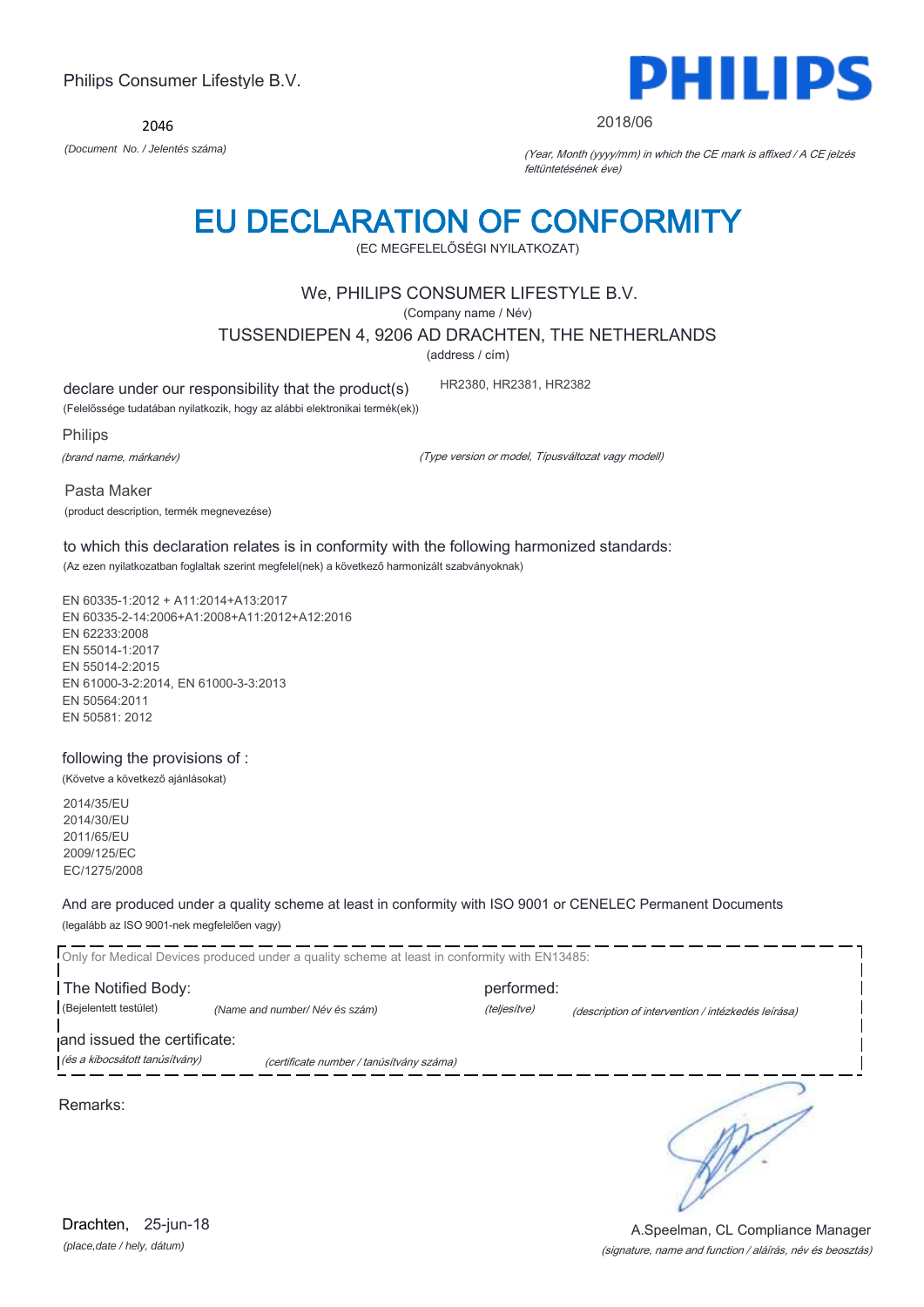Philips Consumer Lifestyle B.V.

**PHILIPS**

2046

*(Document No. / Jelentés száma)*

2018/06

*(Year, Month (yyyy/mm) in which the CE mark is affixed / A CE jelzés feltüntetésének éve)*

# EU DECLARATION OF CONFORMITY

(EC MEGFELELŐSÉGI NYILATKOZAT)

We, PHILIPS CONSUMER LIFESTYLE B.V.

(Company name / Név)

TUSSENDIEPEN 4, 9206 AD DRACHTEN, THE NETHERLANDS

(address / cím)

declare under our responsibility that the product(s) HR2380, HR2381, HR2382

(Felelőssége tudatában nyilatkozik, hogy az alábbi elektronikai termék(ek))

Philips

*(brand name, márkanév)*

*(Type version or model, Típusváltozat vagy modell)*

Pasta Maker

(product description, termék megnevezése)

to which this declaration relates is in conformity with the following harmonized standards:

(Az ezen nyilatkozatban foglaltak szerint megfelel(nek) a következő harmonizált szabványoknak)

EN 60335-1:2012 + A11:2014+A13:2017
EN 60335-2-14:2006+A1:2008+A11:2012+A12:2016
EN 62233:2008
EN 55014-1:2017
EN 55014-2:2015
EN 61000-3-2:2014, EN 61000-3-3:2013
EN 50564:2011
EN 50581: 2012

following the provisions of :

(Követve a következő ajánlásokat)

2014/35/EU
2014/30/EU
2011/65/EU
2009/125/EC
EC/1275/2008

And are produced under a quality scheme at least in conformity with ISO 9001 or CENELEC Permanent Documents

(legalább az ISO 9001-nek megfelelően vagy)

Only for Medical Devices produced under a quality scheme at least in conformity with EN13485:

The Notified Body: performed:

(Bejelentett testület) *(Name and number/ Név és szám)* *(teljesítve)* *(description of intervention / intézkedés leírása)*

and issued the certificate:

*(és a kibocsátott tanúsítvány)* *(certificate number / tanúsítvány száma)*

Remarks:

Drachten, 25-jun-18

*(place,date / hely, dátum)*

A.Speelman, CL Compliance Manager

*(signature, name and function / aláírás, név és beosztás)*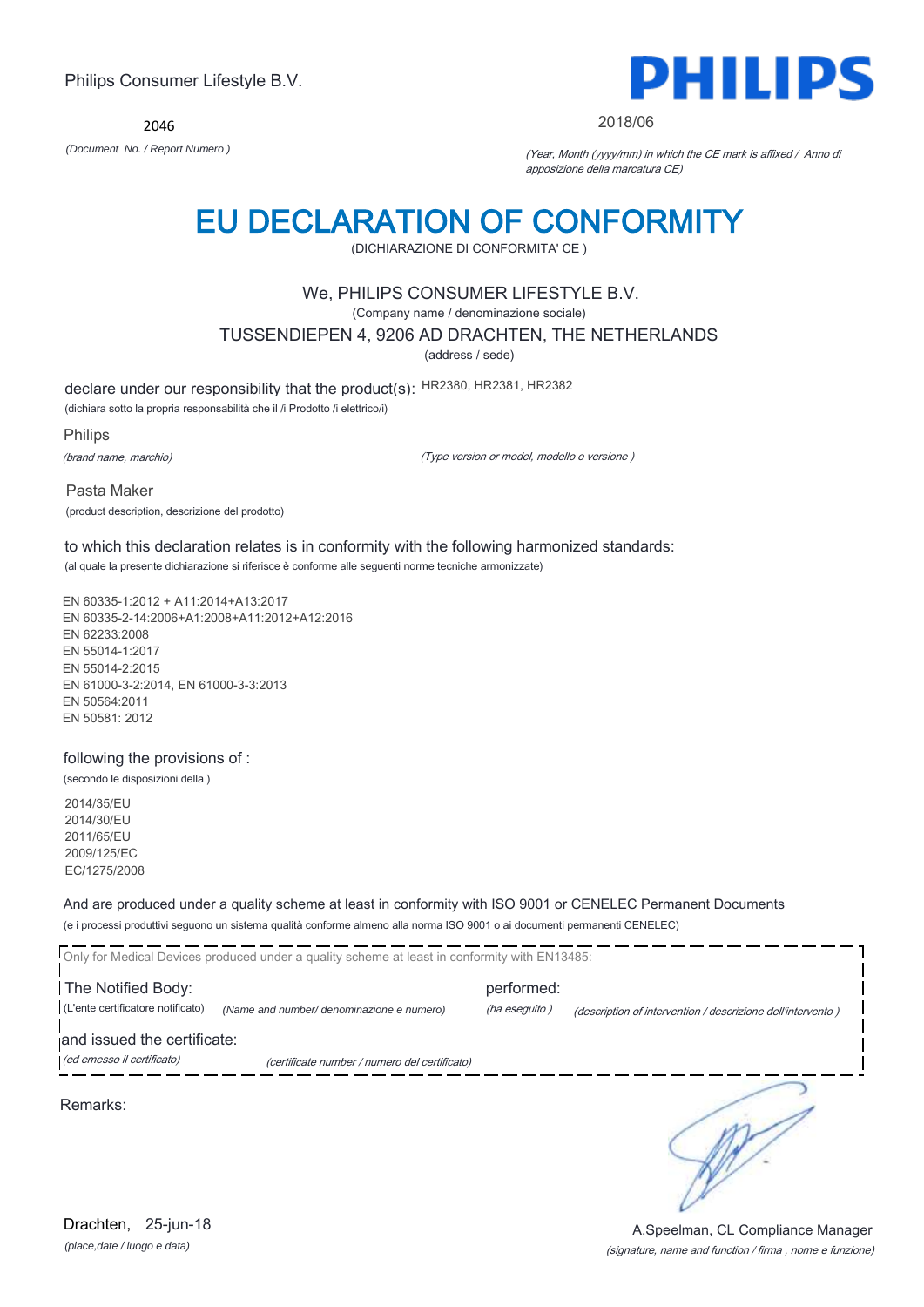Philips Consumer Lifestyle B.V.

**PHILIPS**

2046

*(Document No. / Report Numero )*

2018/06

*(Year, Month (yyyy/mm) in which the CE mark is affixed / Anno di apposizione della marcatura CE)*

# EU DECLARATION OF CONFORMITY

(DICHIARAZIONE DI CONFORMITA' CE )

We, PHILIPS CONSUMER LIFESTYLE B.V.

(Company name / denominazione sociale)

TUSSENDIEPEN 4, 9206 AD DRACHTEN, THE NETHERLANDS

(address / sede)

declare under our responsibility that the product(s): HR2380, HR2381, HR2382

(dichiara sotto la propria responsabilità che il /i Prodotto /i elettrico/i)

Philips

*(brand name, marchio)*

*(Type version or model, modello o versione )*

Pasta Maker

(product description, descrizione del prodotto)

to which this declaration relates is in conformity with the following harmonized standards:

(al quale la presente dichiarazione si riferisce è conforme alle seguenti norme tecniche armonizzate)

EN 60335-1:2012 + A11:2014+A13:2017
EN 60335-2-14:2006+A1:2008+A11:2012+A12:2016
EN 62233:2008
EN 55014-1:2017
EN 55014-2:2015
EN 61000-3-2:2014, EN 61000-3-3:2013
EN 50564:2011
EN 50581: 2012

following the provisions of :

(secondo le disposizioni della )

2014/35/EU
2014/30/EU
2011/65/EU
2009/125/EC
EC/1275/2008

And are produced under a quality scheme at least in conformity with ISO 9001 or CENELEC Permanent Documents

(e i processi produttivi seguono un sistema qualità conforme almeno alla norma ISO 9001 o ai documenti permanenti CENELEC)

Only for Medical Devices produced under a quality scheme at least in conformity with EN13485:

The Notified Body: performed:

(L'ente certificatore notificato) *(Name and number/ denominazione e numero)* *(ha eseguito )* *(description of intervention / descrizione dell'intervento )*

and issued the certificate:

*(ed emesso il certificato)* *(certificate number / numero del certificato)*

Remarks:

Drachten, 25-jun-18

*(place,date / luogo e data)*

A.Speelman, CL Compliance Manager

*(signature, name and function / firma , nome e funzione)*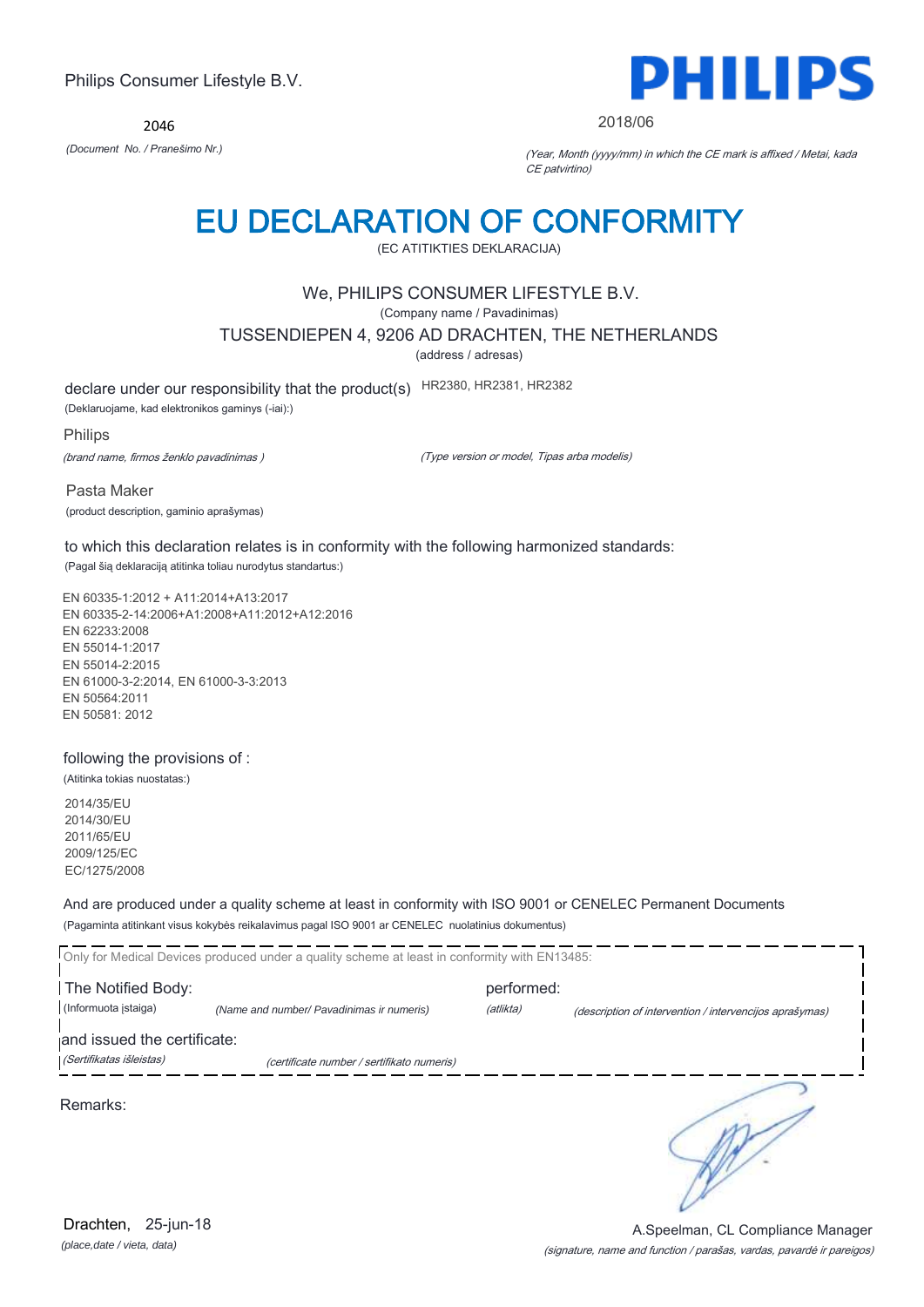Philips Consumer Lifestyle B.V.

2046

*(Document No. / Pranešimo Nr.)*

2018/06

*(Year, Month (yyyy/mm) in which the CE mark is affixed / Metai, kada CE patvirtino)*

# EU DECLARATION OF CONFORMITY

(EC ATITIKTIES DEKLARACIJA)

We, PHILIPS CONSUMER LIFESTYLE B.V.

(Company name / Pavadinimas)

TUSSENDIEPEN 4, 9206 AD DRACHTEN, THE NETHERLANDS

(address / adresas)

declare under our responsibility that the product(s) HR2380, HR2381, HR2382

(Deklaruojame, kad elektronikos gaminys (-iai):)

Philips

*(brand name, firmos ženklo pavadinimas )*

*(Type version or model, Tipas arba modelis)*

Pasta Maker

(product description, gaminio aprašymas)

to which this declaration relates is in conformity with the following harmonized standards:

(Pagal šią deklaraciją atitinka toliau nurodytus standartus:)

EN 60335-1:2012 + A11:2014+A13:2017
EN 60335-2-14:2006+A1:2008+A11:2012+A12:2016
EN 62233:2008
EN 55014-1:2017
EN 55014-2:2015
EN 61000-3-2:2014, EN 61000-3-3:2013
EN 50564:2011
EN 50581: 2012

following the provisions of :

(Atitinka tokias nuostatas:)

2014/35/EU
2014/30/EU
2011/65/EU
2009/125/EC
EC/1275/2008

And are produced under a quality scheme at least in conformity with ISO 9001 or CENELEC Permanent Documents

(Pagaminta atitinkant visus kokybės reikalavimus pagal ISO 9001 ar CENELEC nuolatinius dokumentus)

Only for Medical Devices produced under a quality scheme at least in conformity with EN13485:

The Notified Body: performed:

(Informuota įstaiga) *(Name and number/ Pavadinimas ir numeris)* *(atlikta)* *(description of intervention / intervencijos aprašymas)*

and issued the certificate:

*(Sertifikatas išleistas)* *(certificate number / sertifikato numeris)*

Remarks:

Drachten, 25-jun-18

*(place,date / vieta, data)*

A.Speelman, CL Compliance Manager

*(signature, name and function / parašas, vardas, pavardė ir pareigos)*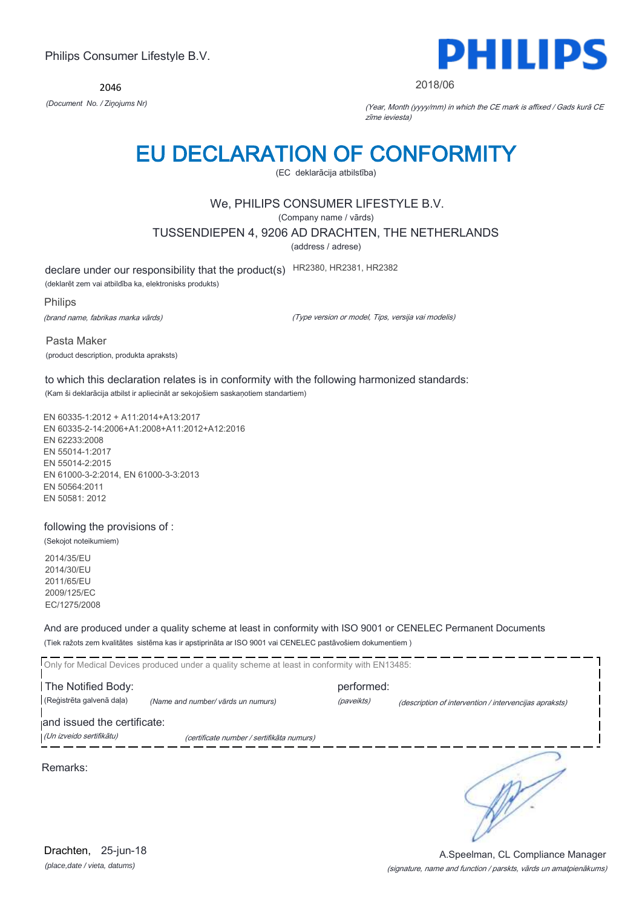Philips Consumer Lifestyle B.V.

2046

*(Document No. / Ziņojums Nr)*

PHILIPS

2018/06

*(Year, Month (yyyy/mm) in which the CE mark is affixed / Gads kurā CE zīme ieviesta)*

# EU DECLARATION OF CONFORMITY

(EC deklarācija atbilstība)

We, PHILIPS CONSUMER LIFESTYLE B.V.

(Company name / vārds)

TUSSENDIEPEN 4, 9206 AD DRACHTEN, THE NETHERLANDS

(address / adrese)

declare under our responsibility that the product(s) HR2380, HR2381, HR2382

(deklarēt zem vai atbildība ka, elektronisks produkts)

Philips

*(brand name, fabrikas marka vārds)*

*(Type version or model, Tips, versija vai modelis)*

Pasta Maker

(product description, produkta apraksts)

to which this declaration relates is in conformity with the following harmonized standards:

(Kam ši deklarācija atbilst ir apliecināt ar sekojošiem saskaņotiem standartiem)

EN 60335-1:2012 + A11:2014+A13:2017
EN 60335-2-14:2006+A1:2008+A11:2012+A12:2016
EN 62233:2008
EN 55014-1:2017
EN 55014-2:2015
EN 61000-3-2:2014, EN 61000-3-3:2013
EN 50564:2011
EN 50581: 2012

following the provisions of :

(Sekojot noteikumiem)

2014/35/EU
2014/30/EU
2011/65/EU
2009/125/EC
EC/1275/2008

And are produced under a quality scheme at least in conformity with ISO 9001 or CENELEC Permanent Documents

(Tiek ražots zem kvalitātes sistēma kas ir apstiprināta ar ISO 9001 vai CENELEC pastāvošiem dokumentiem )

Only for Medical Devices produced under a quality scheme at least in conformity with EN13485:

The Notified Body: performed:

(Reģistrēta galvenā daļa) *(Name and number/ vārds un numurs)* *(paveikts)* *(description of intervention / intervencijas apraksts)*

and issued the certificate:

*(Un izveido sertifikātu)* *(certificate number / sertifikāta numurs)*

Remarks:

Drachten, 25-jun-18

*(place,date / vieta, datums)*

A.Speelman, CL Compliance Manager

*(signature, name and function / parskts, vārds un amatpienākums)*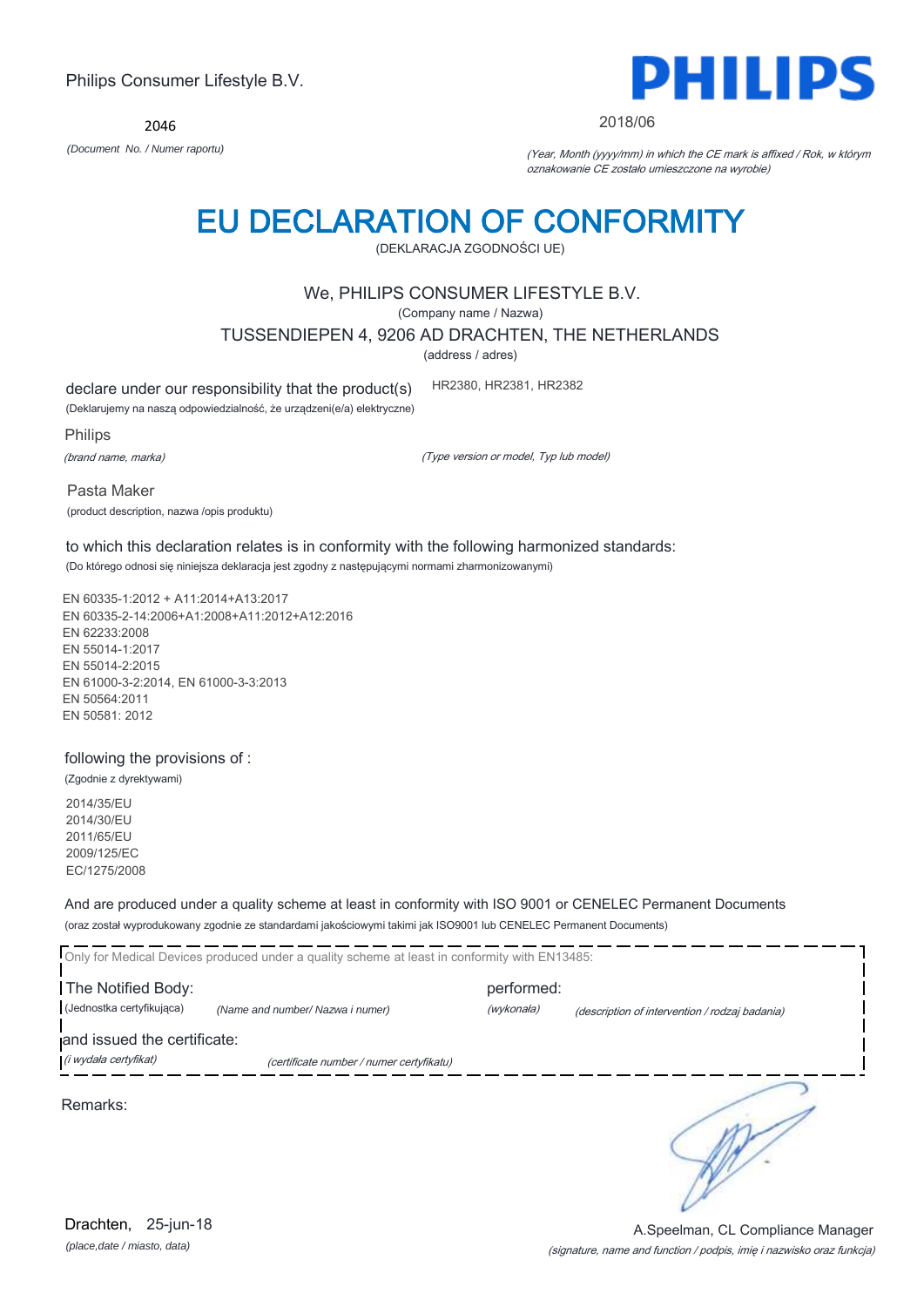Philips Consumer Lifestyle B.V.

**PHILIPS**

2046

*(Document No. / Numer raportu)*

2018/06

*(Year, Month (yyyy/mm) in which the CE mark is affixed / Rok, w którym oznakowanie CE zostało umieszczone na wyrobie)*

# EU DECLARATION OF CONFORMITY

(DEKLARACJA ZGODNOŚCI UE)

We, PHILIPS CONSUMER LIFESTYLE B.V.

(Company name / Nazwa)

TUSSENDIEPEN 4, 9206 AD DRACHTEN, THE NETHERLANDS

(address / adres)

declare under our responsibility that the product(s) HR2380, HR2381, HR2382

(Deklarujemy na naszą odpowiedzialność, że urządzeni(e/a) elektryczne)

Philips

*(brand name, marka)* *(Type version or model, Typ lub model)*

Pasta Maker

(product description, nazwa /opis produktu)

to which this declaration relates is in conformity with the following harmonized standards:

(Do którego odnosi się niniejsza deklaracja jest zgodny z następującymi normami zharmonizowanymi)

EN 60335-1:2012 + A11:2014+A13:2017
EN 60335-2-14:2006+A1:2008+A11:2012+A12:2016
EN 62233:2008
EN 55014-1:2017
EN 55014-2:2015
EN 61000-3-2:2014, EN 61000-3-3:2013
EN 50564:2011
EN 50581: 2012

following the provisions of :

(Zgodnie z dyrektywami)

2014/35/EU
2014/30/EU
2011/65/EU
2009/125/EC
EC/1275/2008

And are produced under a quality scheme at least in conformity with ISO 9001 or CENELEC Permanent Documents

(oraz został wyprodukowany zgodnie ze standardami jakościowymi takimi jak ISO9001 lub CENELEC Permanent Documents)

Only for Medical Devices produced under a quality scheme at least in conformity with EN13485:

The Notified Body: performed:

(Jednostka certyfikująca) *(Name and number/ Nazwa i numer)* *(wykonała)* *(description of intervention / rodzaj badania)*

and issued the certificate:

*(i wydała certyfikat)* *(certificate number / numer certyfikatu)*

Remarks:

Drachten, 25-jun-18

*(place,date / miasto, data)*

A.Speelman, CL Compliance Manager

*(signature, name and function / podpis, imię i nazwisko oraz funkcja)*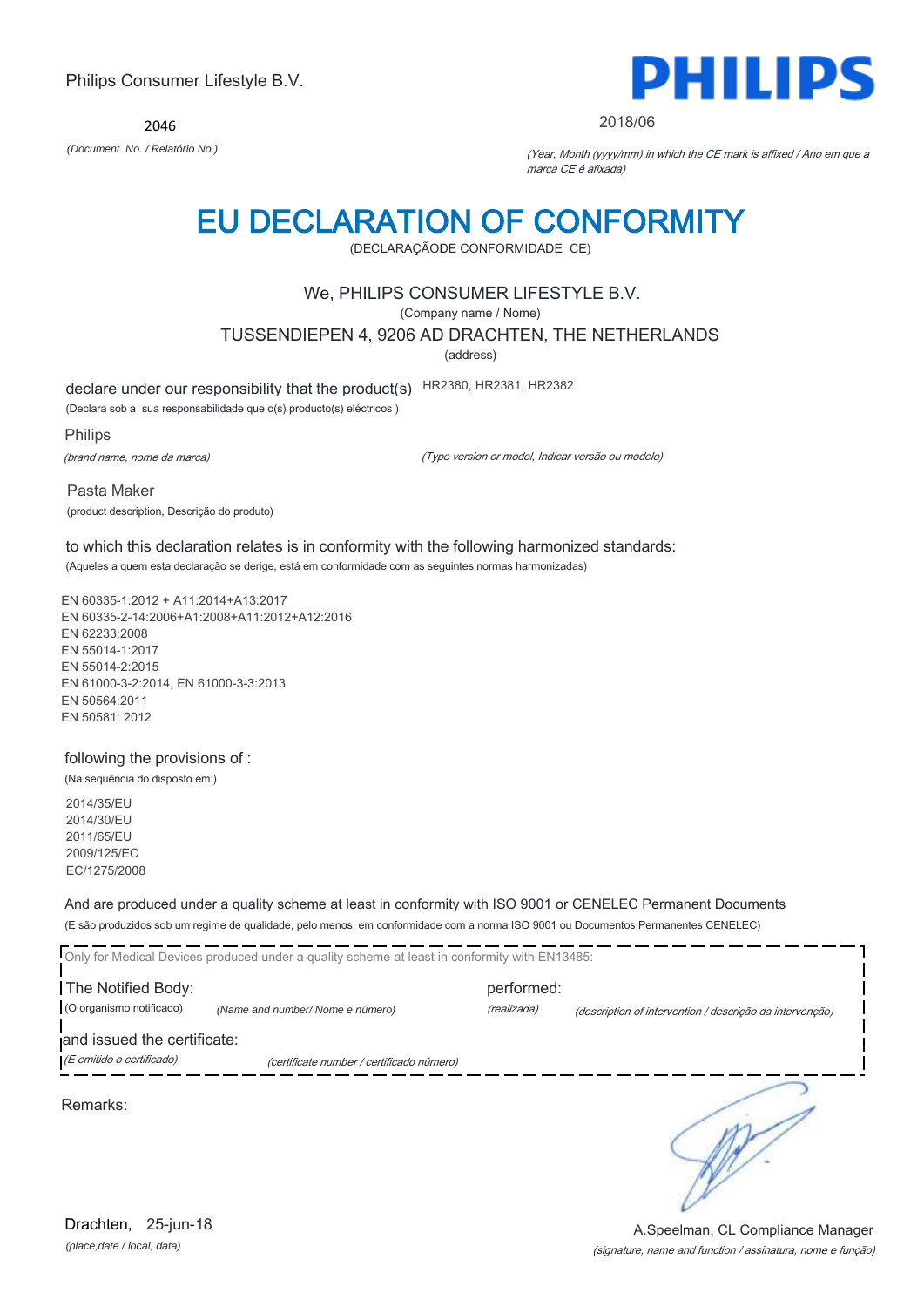Philips Consumer Lifestyle B.V.

2046

*(Document No. / Relatório No.)*

2018/06

*(Year, Month (yyyy/mm) in which the CE mark is affixed / Ano em que a marca CE é afixada)*

# EU DECLARATION OF CONFORMITY

(DECLARAÇÃODE CONFORMIDADE CE)

We, PHILIPS CONSUMER LIFESTYLE B.V.

(Company name / Nome)

TUSSENDIEPEN 4, 9206 AD DRACHTEN, THE NETHERLANDS

(address)

declare under our responsibility that the product(s) HR2380, HR2381, HR2382

(Declara sob a sua responsabilidade que o(s) producto(s) eléctricos )

Philips

*(brand name, nome da marca)*

*(Type version or model, Indicar versão ou modelo)*

Pasta Maker

(product description, Descrição do produto)

to which this declaration relates is in conformity with the following harmonized standards:

(Aqueles a quem esta declaração se derige, está em conformidade com as seguintes normas harmonizadas)

EN 60335-1:2012 + A11:2014+A13:2017
EN 60335-2-14:2006+A1:2008+A11:2012+A12:2016
EN 62233:2008
EN 55014-1:2017
EN 55014-2:2015
EN 61000-3-2:2014, EN 61000-3-3:2013
EN 50564:2011
EN 50581: 2012

following the provisions of :

(Na sequência do disposto em:)

2014/35/EU
2014/30/EU
2011/65/EU
2009/125/EC
EC/1275/2008

And are produced under a quality scheme at least in conformity with ISO 9001 or CENELEC Permanent Documents

(E são produzidos sob um regime de qualidade, pelo menos, em conformidade com a norma ISO 9001 ou Documentos Permanentes CENELEC)

Only for Medical Devices produced under a quality scheme at least in conformity with EN13485:

The Notified Body: (O organismo notificado) *(Name and number/ Nome e número)*

performed: *(realizada)* *(description of intervention / descrição da intervenção)*

and issued the certificate: *(E emitido o certificado)* *(certificate number / certificado número)*

Remarks:

Drachten, 25-jun-18

*(place,date / local, data)*

A.Speelman, CL Compliance Manager

*(signature, name and function / assinatura, nome e função)*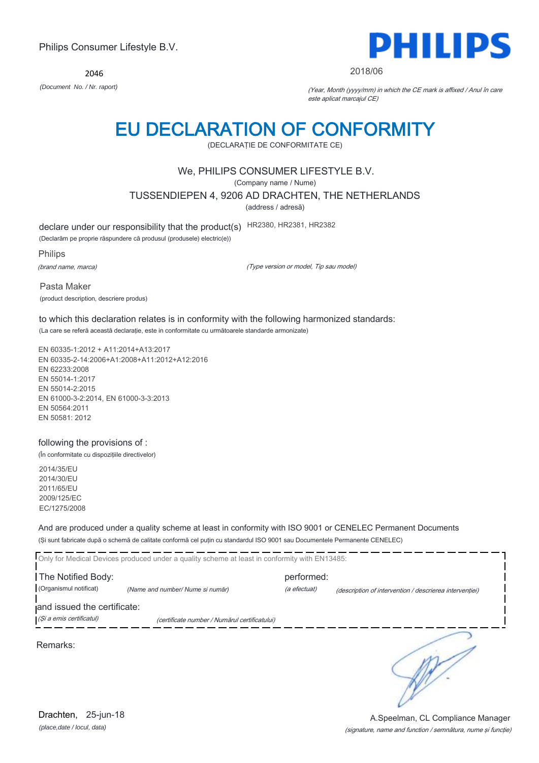Philips Consumer Lifestyle B.V.

2046

*(Document No. / Nr. raport)*

2018/06

*(Year, Month (yyyy/mm) in which the CE mark is affixed / Anul în care este aplicat marcajul CE)*

# EU DECLARATION OF CONFORMITY

(DECLARAȚIE DE CONFORMITATE CE)

We, PHILIPS CONSUMER LIFESTYLE B.V.

(Company name / Nume)

TUSSENDIEPEN 4, 9206 AD DRACHTEN, THE NETHERLANDS

(address / adresă)

declare under our responsibility that the product(s) HR2380, HR2381, HR2382

(Declarăm pe proprie răspundere că produsul (produsele) electric(e))

Philips

*(brand name, marca)* *(Type version or model, Tip sau model)*

Pasta Maker

(product description, descriere produs)

to which this declaration relates is in conformity with the following harmonized standards:

(La care se referă această declarație, este in conformitate cu următoarele standarde armonizate)

EN 60335-1:2012 + A11:2014+A13:2017
EN 60335-2-14:2006+A1:2008+A11:2012+A12:2016
EN 62233:2008
EN 55014-1:2017
EN 55014-2:2015
EN 61000-3-2:2014, EN 61000-3-3:2013
EN 50564:2011
EN 50581: 2012

following the provisions of :

(În conformitate cu dispozițiile directivelor)

2014/35/EU
2014/30/EU
2011/65/EU
2009/125/EC
EC/1275/2008

And are produced under a quality scheme at least in conformity with ISO 9001 or CENELEC Permanent Documents

(Și sunt fabricate după o schemă de calitate conformă cel puțin cu standardul ISO 9001 sau Documentele Permanente CENELEC)

Only for Medical Devices produced under a quality scheme at least in conformity with EN13485:

The Notified Body: performed:

(Organismul notificat) *(Name and number/ Nume si număr)* *(a efectuat)* *(description of intervention / descrierea intervenției)*

and issued the certificate:

*(Și a emis certificatul)* *(certificate number / Numărul certificatului)*

Remarks:

Drachten, 25-jun-18

*(place,date / locul, data)*

A.Speelman, CL Compliance Manager

*(signature, name and function / semnătura, nume și funcție)*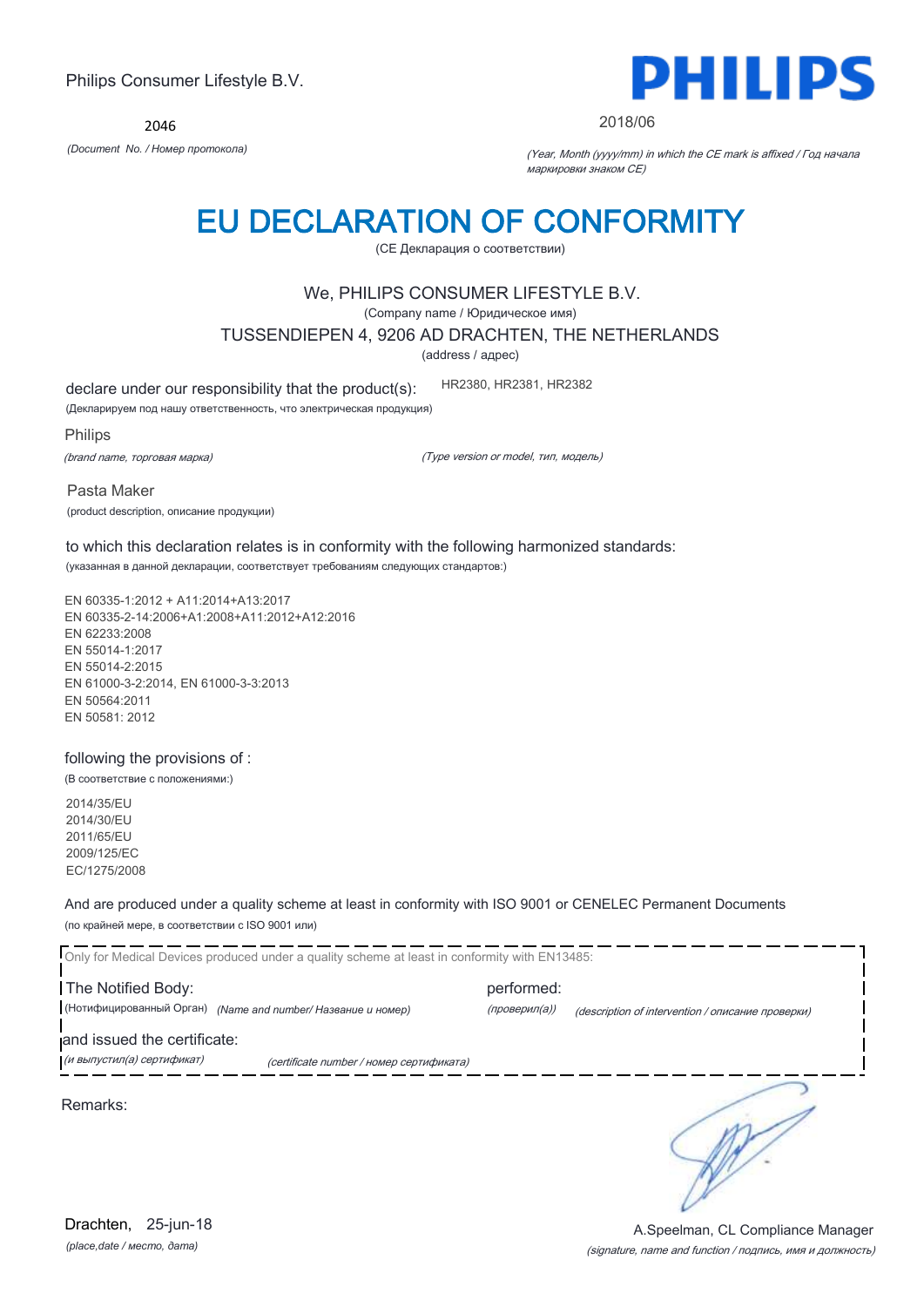Philips Consumer Lifestyle B.V.

2046

*(Document No. / Номер протокола)*

**PHILIPS**

2018/06

*(Year, Month (yyyy/mm) in which the CE mark is affixed / Год начала маркировки знаком CE)*

# EU DECLARATION OF CONFORMITY

(CE Декларация о соответствии)

We, PHILIPS CONSUMER LIFESTYLE B.V.

(Company name / Юридическое имя)

TUSSENDIEPEN 4, 9206 AD DRACHTEN, THE NETHERLANDS

(address / адрес)

declare under our responsibility that the product(s): HR2380, HR2381, HR2382

(Декларируем под нашу ответственность, что электрическая продукция)

Philips

*(brand name, торговая марка)* *(Type version or model, тип, модель)*

Pasta Maker

(product description, описание продукции)

to which this declaration relates is in conformity with the following harmonized standards:

(указанная в данной декларации, соответствует требованиям следующих стандартов:)

EN 60335-1:2012 + A11:2014+A13:2017
EN 60335-2-14:2006+A1:2008+A11:2012+A12:2016
EN 62233:2008
EN 55014-1:2017
EN 55014-2:2015
EN 61000-3-2:2014, EN 61000-3-3:2013
EN 50564:2011
EN 50581: 2012

following the provisions of :

(В соответствие с положениями:)

2014/35/EU
2014/30/EU
2011/65/EU
2009/125/EC
EC/1275/2008

And are produced under a quality scheme at least in conformity with ISO 9001 or CENELEC Permanent Documents

(по крайней мере, в соответствии с ISO 9001 или)

Only for Medical Devices produced under a quality scheme at least in conformity with EN13485:

The Notified Body: performed:

(Нотифицированный Орган) *(Name and number/ Название и номер)* *(проверил(а))* *(description of intervention / описание проверки)*

and issued the certificate:

*(и выпустил(а) сертификат)* *(certificate number / номер сертификата)*

Remarks:

Drachten, 25-jun-18

*(place,date / место, дата)*

A.Speelman, CL Compliance Manager

*(signature, name and function / подпись, имя и должность)*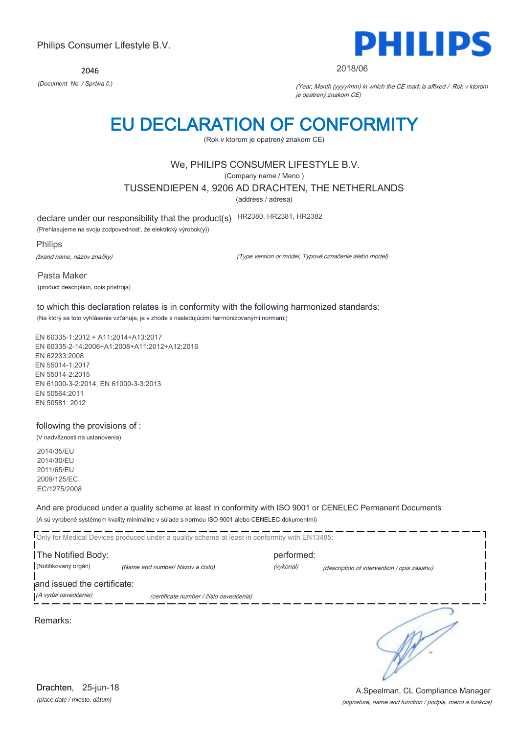Philips Consumer Lifestyle B.V.

2046

*(Document No. / Správa č.)*

2018/06

*(Year, Month (yyyy/mm) in which the CE mark is affixed / Rok v ktorom je opatrený znakom CE)*

# EU DECLARATION OF CONFORMITY

(Rok v ktorom je opatrený znakom CE)

We, PHILIPS CONSUMER LIFESTYLE B.V.

(Company name / Meno )

TUSSENDIEPEN 4, 9206 AD DRACHTEN, THE NETHERLANDS

(address / adresa)

declare under our responsibility that the product(s) HR2380, HR2381, HR2382

(Prehlasujeme na svoju zodpovednosť, že elektrický výrobok(y))

Philips

*(brand name, názov značky)*

*(Type version or model, Typové označenie alebo model)*

Pasta Maker

(product description, opis prístroja)

to which this declaration relates is in conformity with the following harmonized standards:

(Na ktorý sa toto vyhlásenie vzťahuje, je v zhode s nasledujúcimi harmonizovanými normami)

EN 60335-1:2012 + A11:2014+A13:2017
EN 60335-2-14:2006+A1:2008+A11:2012+A12:2016
EN 62233:2008
EN 55014-1:2017
EN 55014-2:2015
EN 61000-3-2:2014, EN 61000-3-3:2013
EN 50564:2011
EN 50581: 2012

following the provisions of :

(V nadväznosti na ustanovenia)

2014/35/EU
2014/30/EU
2011/65/EU
2009/125/EC
EC/1275/2008

And are produced under a quality scheme at least in conformity with ISO 9001 or CENELEC Permanent Documents

(A sú vyrobené systémom kvality minimálne v súlade s normou ISO 9001 alebo CENELEC dokumentmi)

Only for Medical Devices produced under a quality scheme at least in conformity with EN13485:

The Notified Body: performed:

(Notifikovaný orgán) *(Name and number/ Názov a číslo)* *(vykonal)* *(description of intervention / opis zásahu)*

and issued the certificate:

*(A vydal osvedčenie)* *(certificate number / číslo osvedčenia)*

Remarks:

Drachten, 25-jun-18

*(place,date / miesto, dátum)*

A.Speelman, CL Compliance Manager

*(signature, name and function / podpis, meno a funkcia)*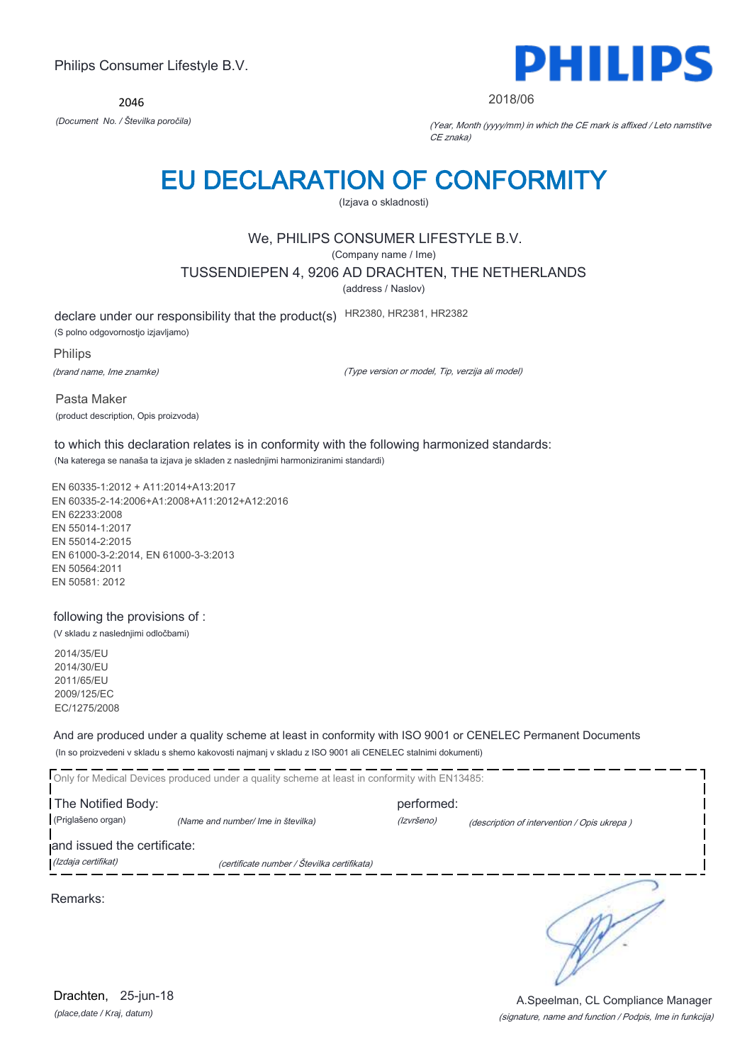Philips Consumer Lifestyle B.V.

2046

*(Document No. / Številka poročila)*

**PHILIPS**

2018/06

*(Year, Month (yyyy/mm) in which the CE mark is affixed / Leto namstitve CE znaka)*

# EU DECLARATION OF CONFORMITY

(Izjava o skladnosti)

We, PHILIPS CONSUMER LIFESTYLE B.V.

(Company name / Ime)

TUSSENDIEPEN 4, 9206 AD DRACHTEN, THE NETHERLANDS

(address / Naslov)

declare under our responsibility that the product(s) HR2380, HR2381, HR2382

(S polno odgovornostjo izjavljamo)

Philips

*(brand name, Ime znamke)*

*(Type version or model, Tip, verzija ali model)*

Pasta Maker

(product description, Opis proizvoda)

to which this declaration relates is in conformity with the following harmonized standards:

(Na katerega se nanaša ta izjava je skladen z naslednjimi harmoniziranimi standardi)

EN 60335-1:2012 + A11:2014+A13:2017
EN 60335-2-14:2006+A1:2008+A11:2012+A12:2016
EN 62233:2008
EN 55014-1:2017
EN 55014-2:2015
EN 61000-3-2:2014, EN 61000-3-3:2013
EN 50564:2011
EN 50581: 2012

following the provisions of :

(V skladu z naslednjimi odločbami)

2014/35/EU
2014/30/EU
2011/65/EU
2009/125/EC
EC/1275/2008

And are produced under a quality scheme at least in conformity with ISO 9001 or CENELEC Permanent Documents

(In so proizvedeni v skladu s shemo kakovosti najmanj v skladu z ISO 9001 ali CENELEC stalnimi dokumenti)

Only for Medical Devices produced under a quality scheme at least in conformity with EN13485:

The Notified Body: performed:

(Priglašeno organ) *(Name and number/ Ime in številka)* *(Izvršeno)* *(description of intervention / Opis ukrepa )*

and issued the certificate:

*(Izdaja certifikat)* *(certificate number / Številka certifikata)*

Remarks:

Drachten, 25-jun-18

*(place,date / Kraj, datum)*

A.Speelman, CL Compliance Manager

*(signature, name and function / Podpis, Ime in funkcija)*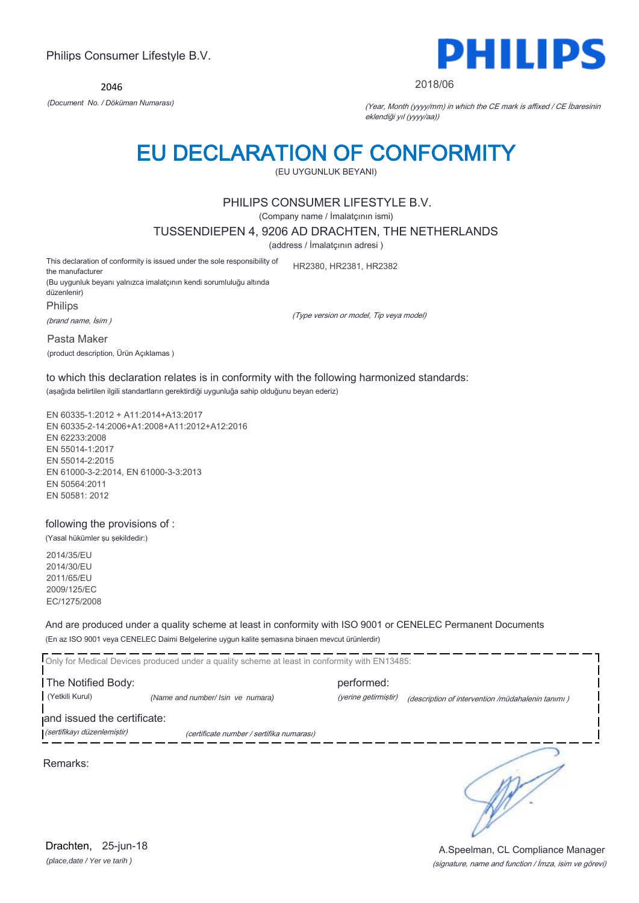Philips Consumer Lifestyle B.V.

**PHILIPS**

2046

*(Document No. / Döküman Numarası)*

2018/06

*(Year, Month (yyyy/mm) in which the CE mark is affixed / CE İbaresinin eklendiği yıl (yyyy/aa))*

# EU DECLARATION OF CONFORMITY

(EU UYGUNLUK BEYANI)

PHILIPS CONSUMER LIFESTYLE B.V.

(Company name / İmalatçının ismi)

TUSSENDIEPEN 4, 9206 AD DRACHTEN, THE NETHERLANDS

(address / İmalatçının adresi )

This declaration of conformity is issued under the sole responsibility of the manufacturer

(Bu uygunluk beyanı yalnızca imalatçının kendi sorumluluğu altında düzenlenir)

Philips

*(brand name, İsim )*

HR2380, HR2381, HR2382

*(Type version or model, Tip veya model)*

Pasta Maker

(product description, Ürün Açıklamas )

to which this declaration relates is in conformity with the following harmonized standards:

(aşağıda belirtilen ilgili standartların gerektirdiği uygunluğa sahip olduğunu beyan ederiz)

EN 60335-1:2012 + A11:2014+A13:2017
EN 60335-2-14:2006+A1:2008+A11:2012+A12:2016
EN 62233:2008
EN 55014-1:2017
EN 55014-2:2015
EN 61000-3-2:2014, EN 61000-3-3:2013
EN 50564:2011
EN 50581: 2012

following the provisions of :

(Yasal hükümler şu şekildedir:)

2014/35/EU
2014/30/EU
2011/65/EU
2009/125/EC
EC/1275/2008

And are produced under a quality scheme at least in conformity with ISO 9001 or CENELEC Permanent Documents

(En az ISO 9001 veya CENELEC Daimi Belgelerine uygun kalite şemasına binaen mevcut ürünlerdir)

Only for Medical Devices produced under a quality scheme at least in conformity with EN13485:

The Notified Body: (Yetkili Kurul) *(Name and number/ Isin ve numara)*

performed: *(yerine getirmiştir)* *(description of intervention /müdahalenin tanımı )*

and issued the certificate: *(sertifikayı düzenlemiştir)* *(certificate number / sertifika numarası)*

Remarks:

Drachten, 25-jun-18

*(place,date / Yer ve tarih )*

A.Speelman, CL Compliance Manager

*(signature, name and function / İmza, isim ve görevi)*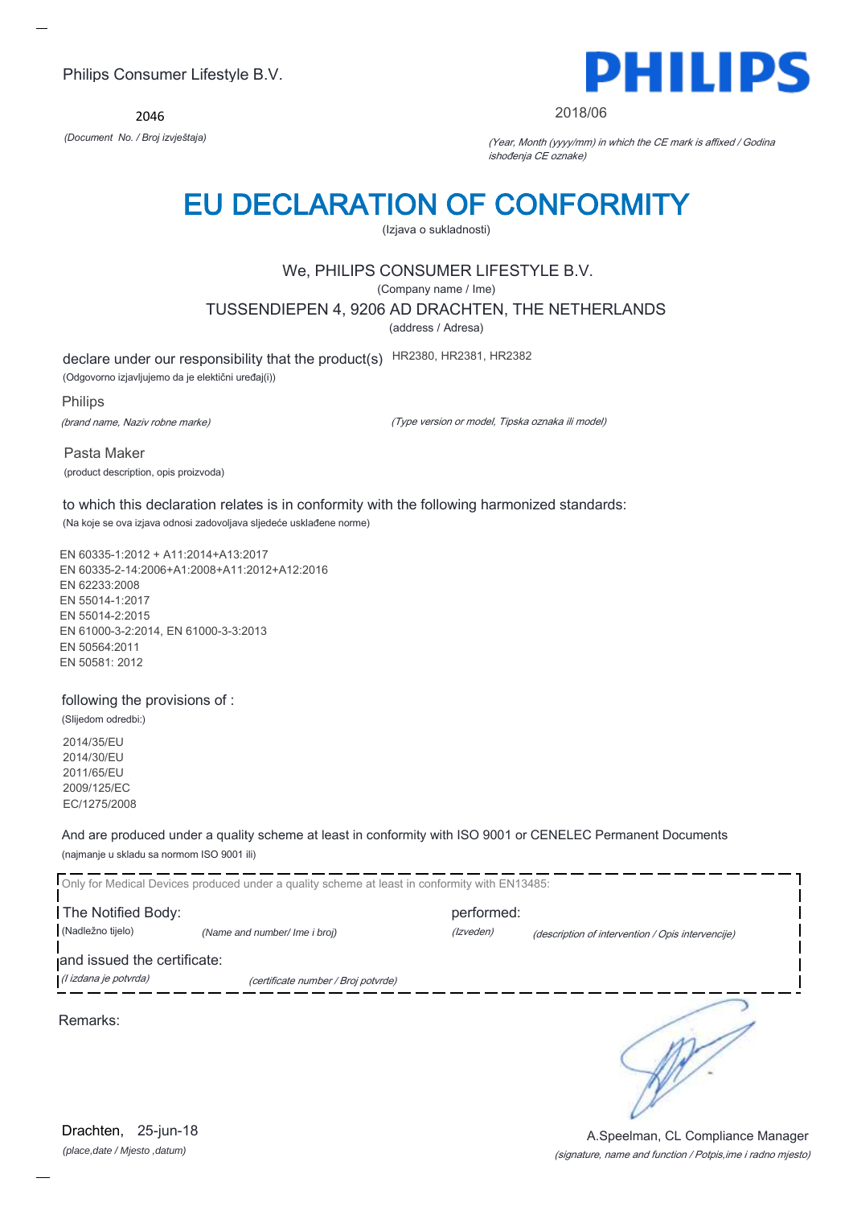Philips Consumer Lifestyle B.V.

**PHILIPS**

2046

*(Document No. / Broj izvještaja)*

2018/06

*(Year, Month (yyyy/mm) in which the CE mark is affixed / Godina ishođenja CE oznake)*

# EU DECLARATION OF CONFORMITY

(Izjava o sukladnosti)

We, PHILIPS CONSUMER LIFESTYLE B.V.

(Company name / Ime)

TUSSENDIEPEN 4, 9206 AD DRACHTEN, THE NETHERLANDS

(address / Adresa)

declare under our responsibility that the product(s) HR2380, HR2381, HR2382

(Odgovorno izjavljujemo da je elektični uređaj(i))

Philips

*(brand name, Naziv robne marke)*

*(Type version or model, Tipska oznaka ili model)*

Pasta Maker

(product description, opis proizvoda)

to which this declaration relates is in conformity with the following harmonized standards:

(Na koje se ova izjava odnosi zadovoljava sljedeće usklađene norme)

EN 60335-1:2012 + A11:2014+A13:2017
EN 60335-2-14:2006+A1:2008+A11:2012+A12:2016
EN 62233:2008
EN 55014-1:2017
EN 55014-2:2015
EN 61000-3-2:2014, EN 61000-3-3:2013
EN 50564:2011
EN 50581: 2012

following the provisions of :

(Slijedom odredbi:)

2014/35/EU
2014/30/EU
2011/65/EU
2009/125/EC
EC/1275/2008

And are produced under a quality scheme at least in conformity with ISO 9001 or CENELEC Permanent Documents

(najmanje u skladu sa normom ISO 9001 ili)

Only for Medical Devices produced under a quality scheme at least in conformity with EN13485:

The Notified Body: performed:

(Nadležno tijelo) *(Name and number/ Ime i broj)* *(Izveden)* *(description of intervention / Opis intervencije)*

and issued the certificate:

*(I izdana je potvrda)* *(certificate number / Broj potvrde)*

Remarks:

Drachten, 25-jun-18

*(place,date / Mjesto ,datum)*

A.Speelman, CL Compliance Manager

*(signature, name and function / Potpis,ime i radno mjesto)*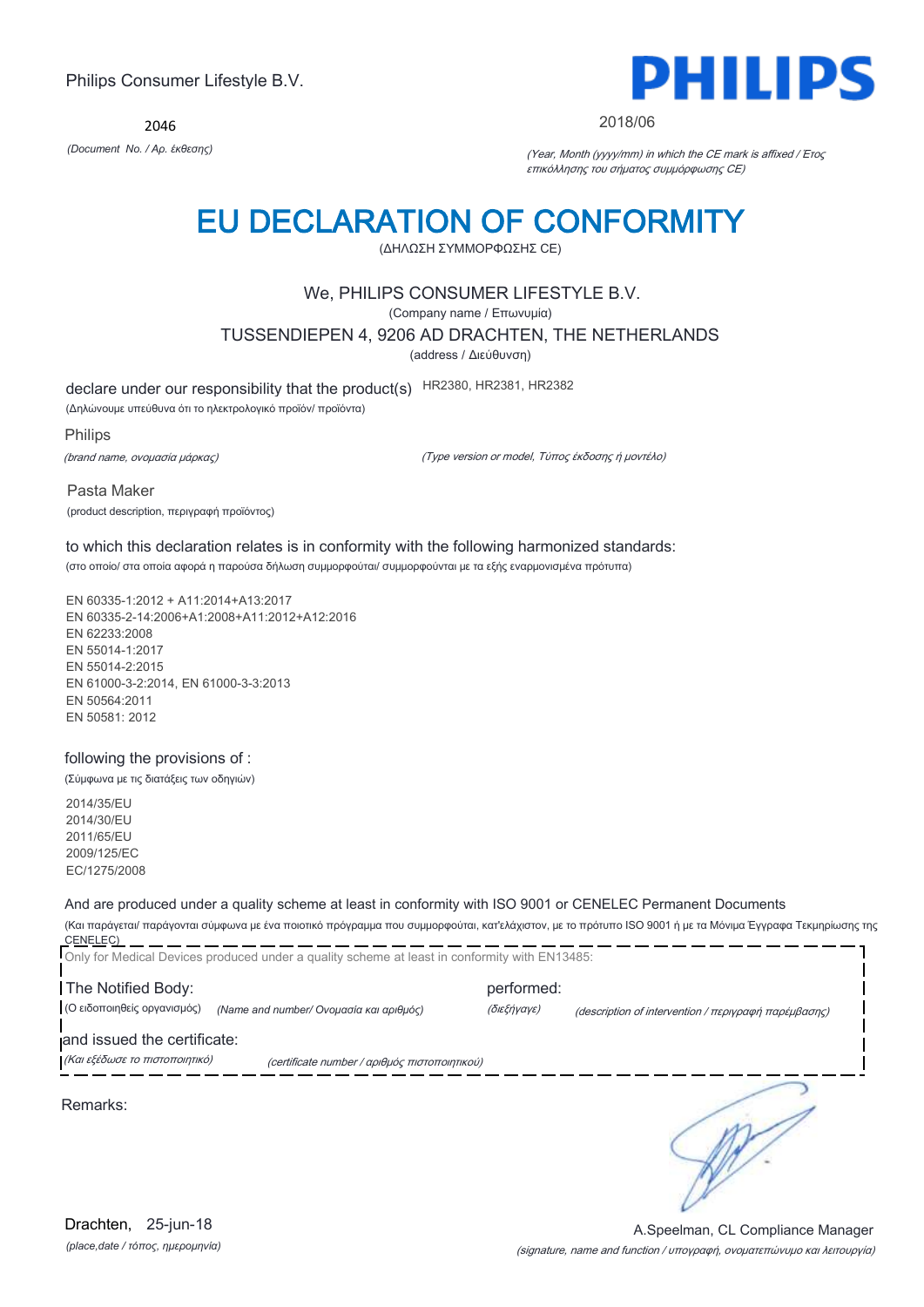Philips Consumer Lifestyle B.V.

**PHILIPS**

2046

*(Document No. / Αρ. έκθεσης)*

2018/06

*(Year, Month (yyyy/mm) in which the CE mark is affixed / Έτος επικόλλησης του σήματος συμμόρφωσης CE)*

# EU DECLARATION OF CONFORMITY

(ΔΗΛΩΣΗ ΣΥΜΜΟΡΦΩΣΗΣ CE)

We, PHILIPS CONSUMER LIFESTYLE B.V.

(Company name / Επωνυμία)

TUSSENDIEPEN 4, 9206 AD DRACHTEN, THE NETHERLANDS

(address / Διεύθυνση)

declare under our responsibility that the product(s) HR2380, HR2381, HR2382

(Δηλώνουμε υπεύθυνα ότι το ηλεκτρολογικό προϊόν/ προϊόντα)

Philips

*(brand name, ονομασία μάρκας)* *(Type version or model, Τύπος έκδοσης ή μοντέλο)*

Pasta Maker

(product description, περιγραφή προϊόντος)

to which this declaration relates is in conformity with the following harmonized standards:

(στο οποίο/ στα οποία αφορά η παρούσα δήλωση συμμορφούται/ συμμορφούνται με τα εξής εναρμονισμένα πρότυπα)

EN 60335-1:2012 + A11:2014+A13:2017
EN 60335-2-14:2006+A1:2008+A11:2012+A12:2016
EN 62233:2008
EN 55014-1:2017
EN 55014-2:2015
EN 61000-3-2:2014, EN 61000-3-3:2013
EN 50564:2011
EN 50581: 2012

following the provisions of :

(Σύμφωνα με τις διατάξεις των οδηγιών)

2014/35/EU
2014/30/EU
2011/65/EU
2009/125/EC
EC/1275/2008

And are produced under a quality scheme at least in conformity with ISO 9001 or CENELEC Permanent Documents

(Και παράγεται/ παράγονται σύμφωνα με ένα ποιοτικό πρόγραμμα που συμμορφούται, κατ'ελάχιστον, με το πρότυπο ISO 9001 ή με τα Μόνιμα Έγγραφα Τεκμηρίωσης της CENELEC)

Only for Medical Devices produced under a quality scheme at least in conformity with EN13485:

The Notified Body: performed:

(Ο ειδοποιηθείς οργανισμός) *(Name and number/ Ονομασία και αριθμός)* *(διεξήγαγε)* *(description of intervention / περιγραφή παρέμβασης)*

and issued the certificate:

*(Και εξέδωσε το πιστοποιητικό)* *(certificate number / αριθμός πιστοποιητικού)*

Remarks:

Drachten, 25-jun-18

*(place,date / τόπος, ημερομηνία)*

A.Speelman, CL Compliance Manager

*(signature, name and function / υπογραφή, ονοματεπώνυμο και λειτουργία)*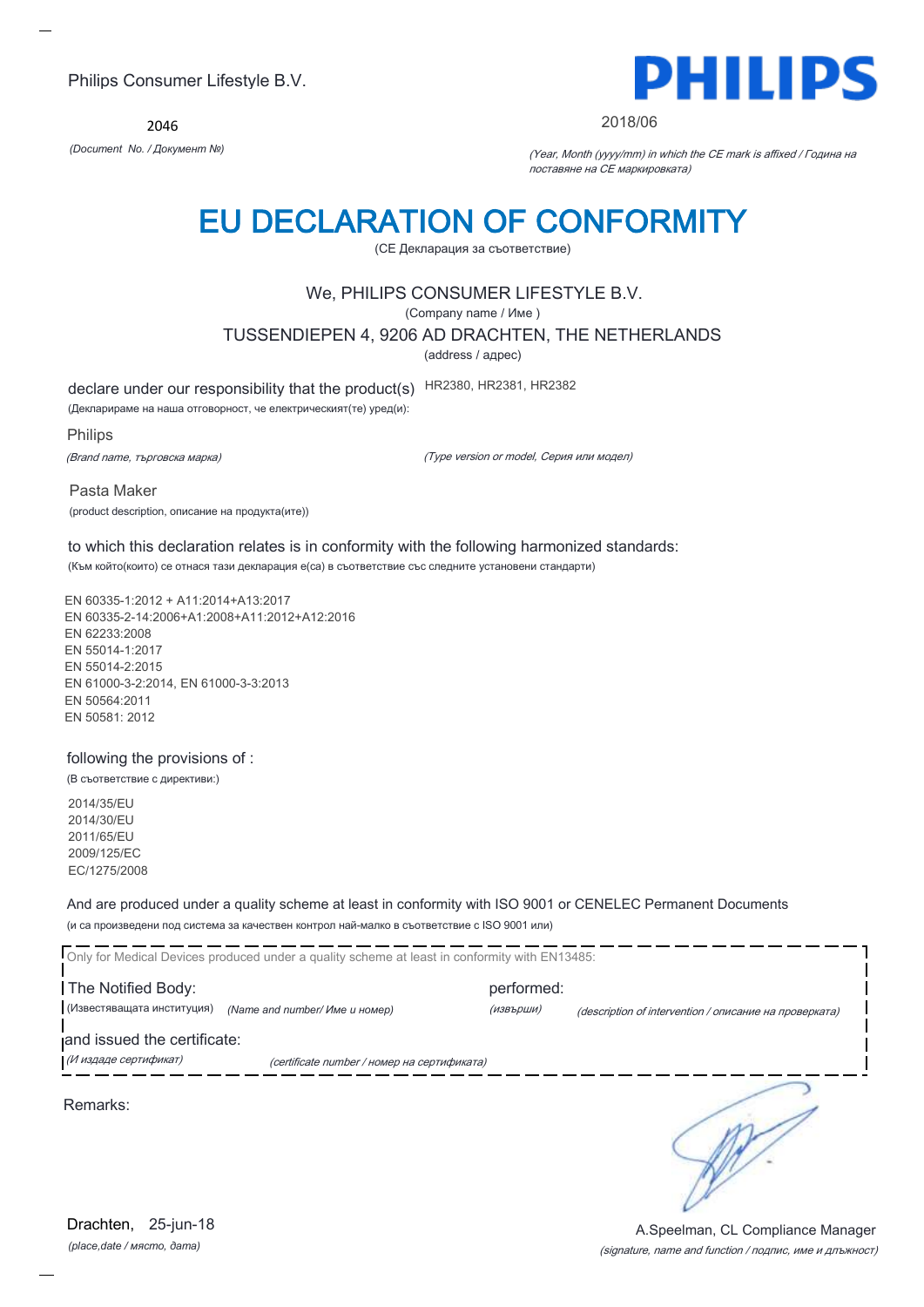Philips Consumer Lifestyle B.V.

2046

*(Document No. / Документ №)*

PHILIPS

2018/06

*(Year, Month (yyyy/mm) in which the CE mark is affixed / Година на поставяне на CE маркировката)*

# EU DECLARATION OF CONFORMITY

(CE Декларация за съответствие)

We, PHILIPS CONSUMER LIFESTYLE B.V.

(Company name / Име )

TUSSENDIEPEN 4, 9206 AD DRACHTEN, THE NETHERLANDS

(address / адрес)

declare under our responsibility that the product(s) HR2380, HR2381, HR2382

(Декларираме на наша отговорност, че електрическият(те) уред(и):

Philips

*(Brand name, търговска марка)* *(Type version or model, Серия или модел)*

Pasta Maker

(product description, описание на продукта(ите))

to which this declaration relates is in conformity with the following harmonized standards:

(Към който(които) се отнася тази декларация е(са) в съответствие със следните установени стандарти)

EN 60335-1:2012 + A11:2014+A13:2017
EN 60335-2-14:2006+A1:2008+A11:2012+A12:2016
EN 62233:2008
EN 55014-1:2017
EN 55014-2:2015
EN 61000-3-2:2014, EN 61000-3-3:2013
EN 50564:2011
EN 50581: 2012

following the provisions of :

(В съответствие с директиви:)

2014/35/EU
2014/30/EU
2011/65/EU
2009/125/EC
EC/1275/2008

And are produced under a quality scheme at least in conformity with ISO 9001 or CENELEC Permanent Documents

(и са произведени под система за качествен контрол най-малко в съответствие с ISO 9001 или)

Only for Medical Devices produced under a quality scheme at least in conformity with EN13485:

The Notified Body: performed:

(Известяващата институция) *(Name and number/ Име и номер)* *(извърши)* *(description of intervention / описание на проверката)*

and issued the certificate:

*(И издаде сертификат)* *(certificate number / номер на сертификата)*

Remarks:

Drachten, 25-jun-18

*(place,date / място, дата)*

A.Speelman, CL Compliance Manager

*(signature, name and function / подпис, име и длъжност)*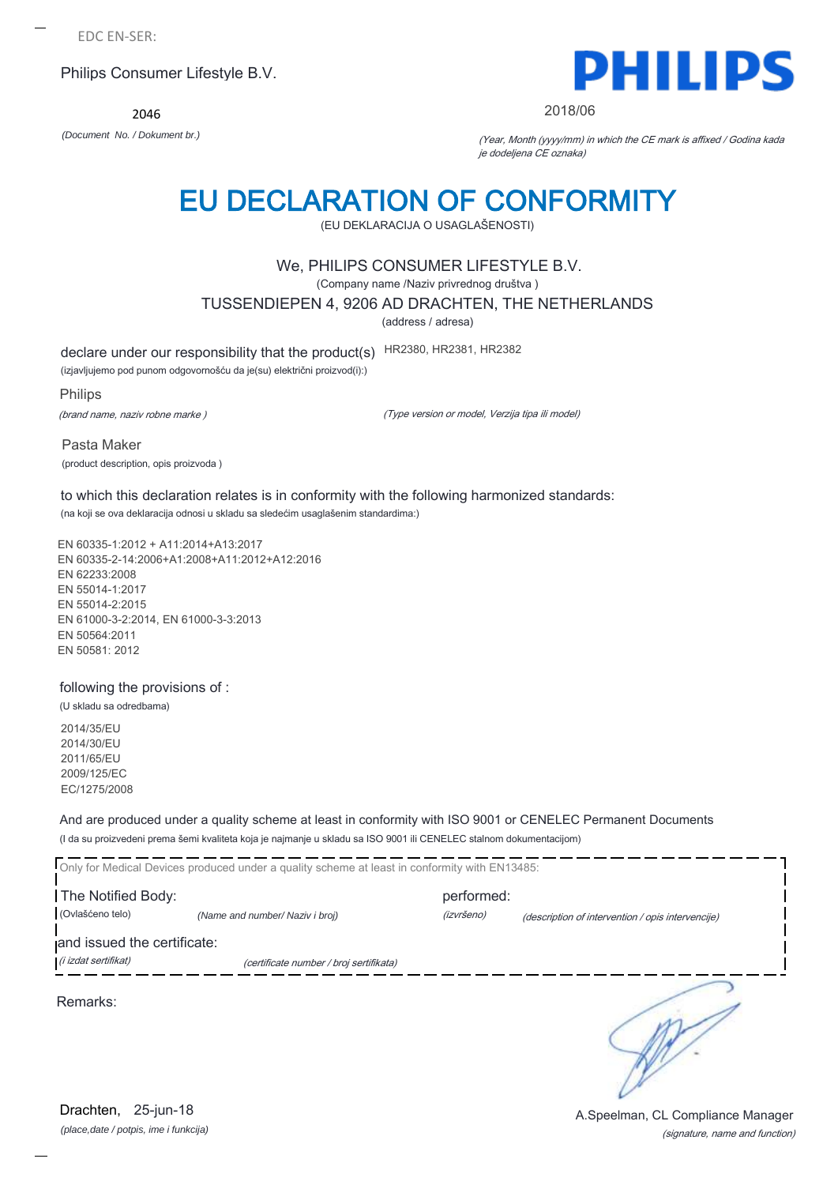EDC EN-SER:

Philips Consumer Lifestyle B.V.

2046

*(Document No. / Dokument br.)*

PHILIPS

2018/06

*(Year, Month (yyyy/mm) in which the CE mark is affixed / Godina kada je dodeljena CE oznaka)*

# EU DECLARATION OF CONFORMITY

(EU DEKLARACIJA O USAGLAŠENOSTI)

We, PHILIPS CONSUMER LIFESTYLE B.V.

(Company name /Naziv privrednog društva )

TUSSENDIEPEN 4, 9206 AD DRACHTEN, THE NETHERLANDS

(address / adresa)

declare under our responsibility that the product(s) HR2380, HR2381, HR2382

(izjavljujemo pod punom odgovornošću da je(su) električni proizvod(i):)

Philips

*(brand name, naziv robne marke )*

*(Type version or model, Verzija tipa ili model)*

Pasta Maker

(product description, opis proizvoda )

to which this declaration relates is in conformity with the following harmonized standards:

(na koji se ova deklaracija odnosi u skladu sa sledećim usaglašenim standardima:)

EN 60335-1:2012 + A11:2014+A13:2017
EN 60335-2-14:2006+A1:2008+A11:2012+A12:2016
EN 62233:2008
EN 55014-1:2017
EN 55014-2:2015
EN 61000-3-2:2014, EN 61000-3-3:2013
EN 50564:2011
EN 50581: 2012

following the provisions of :

(U skladu sa odredbama)

2014/35/EU
2014/30/EU
2011/65/EU
2009/125/EC
EC/1275/2008

And are produced under a quality scheme at least in conformity with ISO 9001 or CENELEC Permanent Documents

(I da su proizvedeni prema šemi kvaliteta koja je najmanje u skladu sa ISO 9001 ili CENELEC stalnom dokumentacijom)

Only for Medical Devices produced under a quality scheme at least in conformity with EN13485:

The Notified Body: (Ovlašćeno telo) *(Name and number/ Naziv i broj)* performed: *(izvršeno)* *(description of intervention / opis intervencije)*

and issued the certificate: *(i izdat sertifikat)* *(certificate number / broj sertifikata)*

Remarks:

Drachten, 25-jun-18

*(place,date / potpis, ime i funkcija)*

A.Speelman, CL Compliance Manager

*(signature, name and function)*